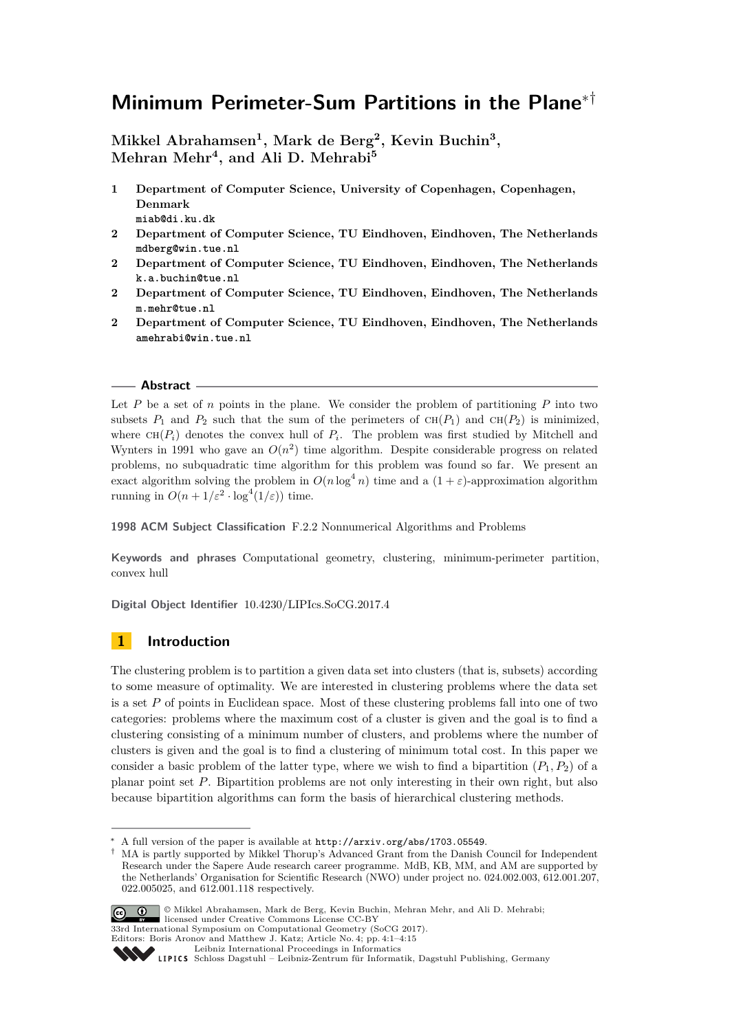# Minimum Perimeter-Sum Partitions in the Plane*†

**Mikkel Abrahamsen[1], Mark de Berg[2], Kevin Buchin[3], Mehran Mehr[4], and Ali D. Mehrabi[5]**

1. **Department of Computer Science, University of Copenhagen, Copenhagen, Denmark**
   miab@di.ku.dk
2. **Department of Computer Science, TU Eindhoven, Eindhoven, The Netherlands**
   mdberg@win.tue.nl
2. **Department of Computer Science, TU Eindhoven, Eindhoven, The Netherlands**
   k.a.buchin@tue.nl
2. **Department of Computer Science, TU Eindhoven, Eindhoven, The Netherlands**
   m.mehr@tue.nl
2. **Department of Computer Science, TU Eindhoven, Eindhoven, The Netherlands**
   amehrabi@win.tue.nl

## Abstract

Let $P$ be a set of $n$ points in the plane. We consider the problem of partitioning $P$ into two subsets $P_1$ and $P_2$ such that the sum of the perimeters of $\text{CH}(P_1)$ and $\text{CH}(P_2)$ is minimized, where $\text{CH}(P_i)$ denotes the convex hull of $P_i$. The problem was first studied by Mitchell and Wynters in 1991 who gave an $O(n^2)$ time algorithm. Despite considerable progress on related problems, no subquadratic time algorithm for this problem was found so far. We present an exact algorithm solving the problem in $O(n \log^4 n)$ time and a $(1 + \varepsilon)$-approximation algorithm running in $O(n + 1/\varepsilon^2 \cdot \log^4(1/\varepsilon))$ time.

**1998 ACM Subject Classification** F.2.2 Nonnumerical Algorithms and Problems

**Keywords and phrases** Computational geometry, clustering, minimum-perimeter partition, convex hull

**Digital Object Identifier** 10.4230/LIPIcs.SoCG.2017.4

## 1 Introduction

The clustering problem is to partition a given data set into clusters (that is, subsets) according to some measure of optimality. We are interested in clustering problems where the data set is a set $P$ of points in Euclidean space. Most of these clustering problems fall into one of two categories: problems where the maximum cost of a cluster is given and the goal is to find a clustering consisting of a minimum number of clusters, and problems where the number of clusters is given and the goal is to find a clustering of minimum total cost. In this paper we consider a basic problem of the latter type, where we wish to find a bipartition $(P_1, P_2)$ of a planar point set $P$. Bipartition problems are not only interesting in their own right, but also because bipartition algorithms can form the basis of hierarchical clustering methods.

---

* A full version of the paper is available at http://arxiv.org/abs/1703.05549.

† MA is partly supported by Mikkel Thorup's Advanced Grant from the Danish Council for Independent Research under the Sapere Aude research career programme. MdB, KB, MM, and AM are supported by the Netherlands' Organisation for Scientific Research (NWO) under project no. 024.002.003, 612.001.207, 022.005025, and 612.001.118 respectively.

© Mikkel Abrahamsen, Mark de Berg, Kevin Buchin, Mehran Mehr, and Ali D. Mehrabi; licensed under Creative Commons License CC-BY
33rd International Symposium on Computational Geometry (SoCG 2017).
Editors: Boris Aronov and Matthew J. Katz; Article No. 4; pp. 4:1–4:15
Leibniz International Proceedings in Informatics
Schloss Dagstuhl – Leibniz-Zentrum für Informatik, Dagstuhl Publishing, Germany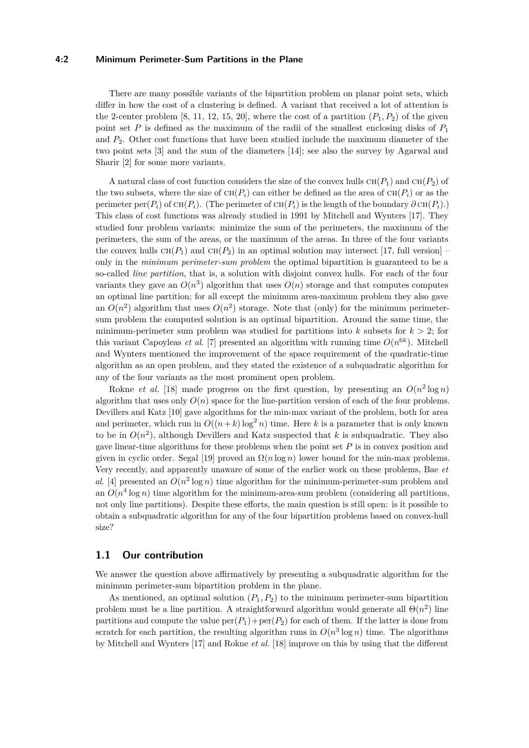There are many possible variants of the bipartition problem on planar point sets, which differ in how the cost of a clustering is defined. A variant that received a lot of attention is the 2-center problem [8, 11, 12, 15, 20], where the cost of a partition $(P_1, P_2)$ of the given point set $P$ is defined as the maximum of the radii of the smallest enclosing disks of $P_1$ and $P_2$. Other cost functions that have been studied include the maximum diameter of the two point sets [3] and the sum of the diameters [14]; see also the survey by Agarwal and Sharir [2] for some more variants.

A natural class of cost function considers the size of the convex hulls $\text{CH}(P_1)$ and $\text{CH}(P_2)$ of the two subsets, where the size of $\text{CH}(P_i)$ can either be defined as the area of $\text{CH}(P_i)$ or as the perimeter $\text{per}(P_i)$ of $\text{CH}(P_i)$. (The perimeter of $\text{CH}(P_i)$ is the length of the boundary $\partial\,\text{CH}(P_i)$.) This class of cost functions was already studied in 1991 by Mitchell and Wynters [17]. They studied four problem variants: minimize the sum of the perimeters, the maximum of the perimeters, the sum of the areas, or the maximum of the areas. In three of the four variants the convex hulls $\text{CH}(P_1)$ and $\text{CH}(P_2)$ in an optimal solution may intersect [17, full version] – only in the *minimum perimeter-sum problem* the optimal bipartition is guaranteed to be a so-called *line partition*, that is, a solution with disjoint convex hulls. For each of the four variants they gave an $O(n^3)$ algorithm that uses $O(n)$ storage and that computes computes an optimal line partition; for all except the minimum area-maximum problem they also gave an $O(n^2)$ algorithm that uses $O(n^2)$ storage. Note that (only) for the minimum perimeter-sum problem the computed solution is an optimal bipartition. Around the same time, the minimum-perimeter sum problem was studied for partitions into $k$ subsets for $k > 2$; for this variant Capoyleas *et al.* [7] presented an algorithm with running time $O(n^{6k})$. Mitchell and Wynters mentioned the improvement of the space requirement of the quadratic-time algorithm as an open problem, and they stated the existence of a subquadratic algorithm for any of the four variants as the most prominent open problem.

Rokne *et al.* [18] made progress on the first question, by presenting an $O(n^2 \log n)$ algorithm that uses only $O(n)$ space for the line-partition version of each of the four problems. Devillers and Katz [10] gave algorithms for the min-max variant of the problem, both for area and perimeter, which run in $O((n+k)\log^2 n)$ time. Here $k$ is a parameter that is only known to be in $O(n^2)$, although Devillers and Katz suspected that $k$ is subquadratic. They also gave linear-time algorithms for these problems when the point set $P$ is in convex position and given in cyclic order. Segal [19] proved an $\Omega(n \log n)$ lower bound for the min-max problems. Very recently, and apparently unaware of some of the earlier work on these problems, Bae *et al.* [4] presented an $O(n^2 \log n)$ time algorithm for the minimum-perimeter-sum problem and an $O(n^4 \log n)$ time algorithm for the minimum-area-sum problem (considering all partitions, not only line partitions). Despite these efforts, the main question is still open: is it possible to obtain a subquadratic algorithm for any of the four bipartition problems based on convex-hull size?

## 1.1 Our contribution

We answer the question above affirmatively by presenting a subquadratic algorithm for the minimum perimeter-sum bipartition problem in the plane.

As mentioned, an optimal solution $(P_1, P_2)$ to the minimum perimeter-sum bipartition problem must be a line partition. A straightforward algorithm would generate all $\Theta(n^2)$ line partitions and compute the value $\text{per}(P_1)+\text{per}(P_2)$ for each of them. If the latter is done from scratch for each partition, the resulting algorithm runs in $O(n^3 \log n)$ time. The algorithms by Mitchell and Wynters [17] and Rokne *et al.* [18] improve on this by using that the different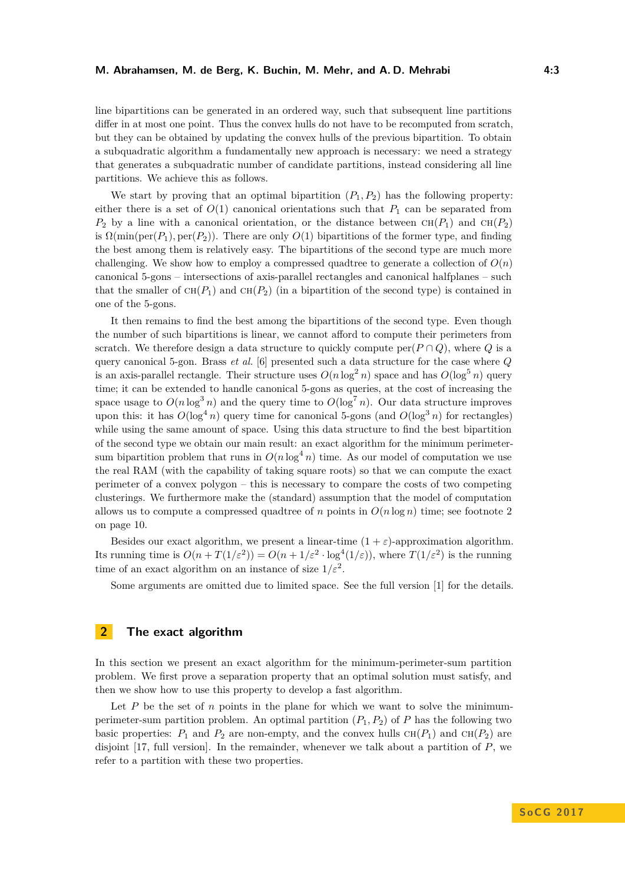line bipartitions can be generated in an ordered way, such that subsequent line partitions differ in at most one point. Thus the convex hulls do not have to be recomputed from scratch, but they can be obtained by updating the convex hulls of the previous bipartition. To obtain a subquadratic algorithm a fundamentally new approach is necessary: we need a strategy that generates a subquadratic number of candidate partitions, instead considering all line partitions. We achieve this as follows.

We start by proving that an optimal bipartition $(P_1, P_2)$ has the following property: either there is a set of $O(1)$ canonical orientations such that $P_1$ can be separated from $P_2$ by a line with a canonical orientation, or the distance between $\text{CH}(P_1)$ and $\text{CH}(P_2)$ is $\Omega(\min(\text{per}(P_1), \text{per}(P_2)))$. There are only $O(1)$ bipartitions of the former type, and finding the best among them is relatively easy. The bipartitions of the second type are much more challenging. We show how to employ a compressed quadtree to generate a collection of $O(n)$ canonical 5-gons – intersections of axis-parallel rectangles and canonical halfplanes – such that the smaller of $\text{CH}(P_1)$ and $\text{CH}(P_2)$ (in a bipartition of the second type) is contained in one of the 5-gons.

It then remains to find the best among the bipartitions of the second type. Even though the number of such bipartitions is linear, we cannot afford to compute their perimeters from scratch. We therefore design a data structure to quickly compute $\text{per}(P \cap Q)$, where $Q$ is a query canonical 5-gon. Brass *et al.* [6] presented such a data structure for the case where $Q$ is an axis-parallel rectangle. Their structure uses $O(n \log^2 n)$ space and has $O(\log^5 n)$ query time; it can be extended to handle canonical 5-gons as queries, at the cost of increasing the space usage to $O(n \log^3 n)$ and the query time to $O(\log^7 n)$. Our data structure improves upon this: it has $O(\log^4 n)$ query time for canonical 5-gons (and $O(\log^3 n)$ for rectangles) while using the same amount of space. Using this data structure to find the best bipartition of the second type we obtain our main result: an exact algorithm for the minimum perimeter-sum bipartition problem that runs in $O(n \log^4 n)$ time. As our model of computation we use the real RAM (with the capability of taking square roots) so that we can compute the exact perimeter of a convex polygon – this is necessary to compare the costs of two competing clusterings. We furthermore make the (standard) assumption that the model of computation allows us to compute a compressed quadtree of $n$ points in $O(n \log n)$ time; see footnote 2 on page 10.

Besides our exact algorithm, we present a linear-time $(1 + \varepsilon)$-approximation algorithm. Its running time is $O(n + T(1/\varepsilon^2)) = O(n + 1/\varepsilon^2 \cdot \log^4(1/\varepsilon))$, where $T(1/\varepsilon^2)$ is the running time of an exact algorithm on an instance of size $1/\varepsilon^2$.

Some arguments are omitted due to limited space. See the full version [1] for the details.

## 2 The exact algorithm

In this section we present an exact algorithm for the minimum-perimeter-sum partition problem. We first prove a separation property that an optimal solution must satisfy, and then we show how to use this property to develop a fast algorithm.

Let $P$ be the set of $n$ points in the plane for which we want to solve the minimum-perimeter-sum partition problem. An optimal partition $(P_1, P_2)$ of $P$ has the following two basic properties: $P_1$ and $P_2$ are non-empty, and the convex hulls $\text{CH}(P_1)$ and $\text{CH}(P_2)$ are disjoint [17, full version]. In the remainder, whenever we talk about a partition of $P$, we refer to a partition with these two properties.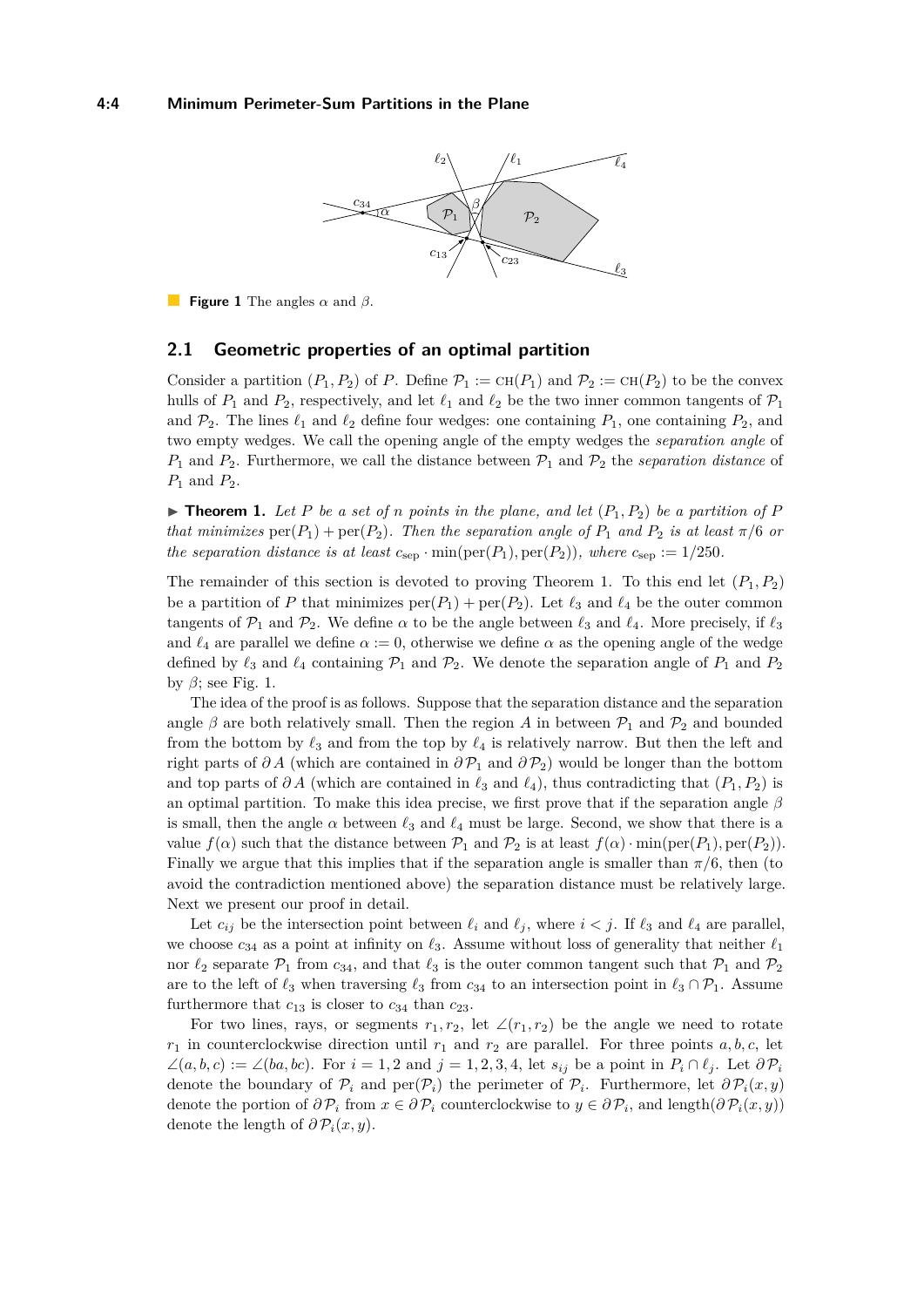**Figure 1** The angles $\alpha$ and $\beta$.

## 2.1 Geometric properties of an optimal partition

Consider a partition $(P_1, P_2)$ of $P$. Define $\mathcal{P}_1 := \text{CH}(P_1)$ and $\mathcal{P}_2 := \text{CH}(P_2)$ to be the convex hulls of $P_1$ and $P_2$, respectively, and let $\ell_1$ and $\ell_2$ be the two inner common tangents of $\mathcal{P}_1$ and $\mathcal{P}_2$. The lines $\ell_1$ and $\ell_2$ define four wedges: one containing $P_1$, one containing $P_2$, and two empty wedges. We call the opening angle of the empty wedges the *separation angle* of $P_1$ and $P_2$. Furthermore, we call the distance between $\mathcal{P}_1$ and $\mathcal{P}_2$ the *separation distance* of $P_1$ and $P_2$.

▶ **Theorem 1.** *Let $P$ be a set of $n$ points in the plane, and let $(P_1, P_2)$ be a partition of $P$ that minimizes $\text{per}(P_1) + \text{per}(P_2)$. Then the separation angle of $P_1$ and $P_2$ is at least $\pi/6$ or the separation distance is at least $c_{\text{sep}} \cdot \min(\text{per}(P_1), \text{per}(P_2))$, where $c_{\text{sep}} := 1/250$.*

The remainder of this section is devoted to proving Theorem 1. To this end let $(P_1, P_2)$ be a partition of $P$ that minimizes $\text{per}(P_1) + \text{per}(P_2)$. Let $\ell_3$ and $\ell_4$ be the outer common tangents of $\mathcal{P}_1$ and $\mathcal{P}_2$. We define $\alpha$ to be the angle between $\ell_3$ and $\ell_4$. More precisely, if $\ell_3$ and $\ell_4$ are parallel we define $\alpha := 0$, otherwise we define $\alpha$ as the opening angle of the wedge defined by $\ell_3$ and $\ell_4$ containing $\mathcal{P}_1$ and $\mathcal{P}_2$. We denote the separation angle of $P_1$ and $P_2$ by $\beta$; see Fig. 1.

The idea of the proof is as follows. Suppose that the separation distance and the separation angle $\beta$ are both relatively small. Then the region $A$ in between $\mathcal{P}_1$ and $\mathcal{P}_2$ and bounded from the bottom by $\ell_3$ and from the top by $\ell_4$ is relatively narrow. But then the left and right parts of $\partial A$ (which are contained in $\partial \mathcal{P}_1$ and $\partial \mathcal{P}_2$) would be longer than the bottom and top parts of $\partial A$ (which are contained in $\ell_3$ and $\ell_4$), thus contradicting that $(P_1, P_2)$ is an optimal partition. To make this idea precise, we first prove that if the separation angle $\beta$ is small, then the angle $\alpha$ between $\ell_3$ and $\ell_4$ must be large. Second, we show that there is a value $f(\alpha)$ such that the distance between $\mathcal{P}_1$ and $\mathcal{P}_2$ is at least $f(\alpha) \cdot \min(\text{per}(\mathcal{P}_1), \text{per}(\mathcal{P}_2))$. Finally we argue that this implies that if the separation angle is smaller than $\pi/6$, then (to avoid the contradiction mentioned above) the separation distance must be relatively large. Next we present our proof in detail.

Let $c_{ij}$ be the intersection point between $\ell_i$ and $\ell_j$, where $i < j$. If $\ell_3$ and $\ell_4$ are parallel, we choose $c_{34}$ as a point at infinity on $\ell_3$. Assume without loss of generality that neither $\ell_1$ nor $\ell_2$ separate $\mathcal{P}_1$ from $c_{34}$, and that $\ell_3$ is the outer common tangent such that $\mathcal{P}_1$ and $\mathcal{P}_2$ are to the left of $\ell_3$ when traversing $\ell_3$ from $c_{34}$ to an intersection point in $\ell_3 \cap \mathcal{P}_1$. Assume furthermore that $c_{13}$ is closer to $c_{34}$ than $c_{23}$.

For two lines, rays, or segments $r_1, r_2$, let $\angle(r_1, r_2)$ be the angle we need to rotate $r_1$ in counterclockwise direction until $r_1$ and $r_2$ are parallel. For three points $a, b, c$, let $\angle(a, b, c) := \angle(ba, bc)$. For $i = 1, 2$ and $j = 1, 2, 3, 4$, let $s_{ij}$ be a point in $P_i \cap \ell_j$. Let $\partial \mathcal{P}_i$ denote the boundary of $\mathcal{P}_i$ and $\text{per}(\mathcal{P}_i)$ the perimeter of $\mathcal{P}_i$. Furthermore, let $\partial \mathcal{P}_i(x, y)$ denote the portion of $\partial \mathcal{P}_i$ from $x \in \partial \mathcal{P}_i$ counterclockwise to $y \in \partial \mathcal{P}_i$, and $\text{length}(\partial \mathcal{P}_i(x, y))$ denote the length of $\partial \mathcal{P}_i(x, y)$.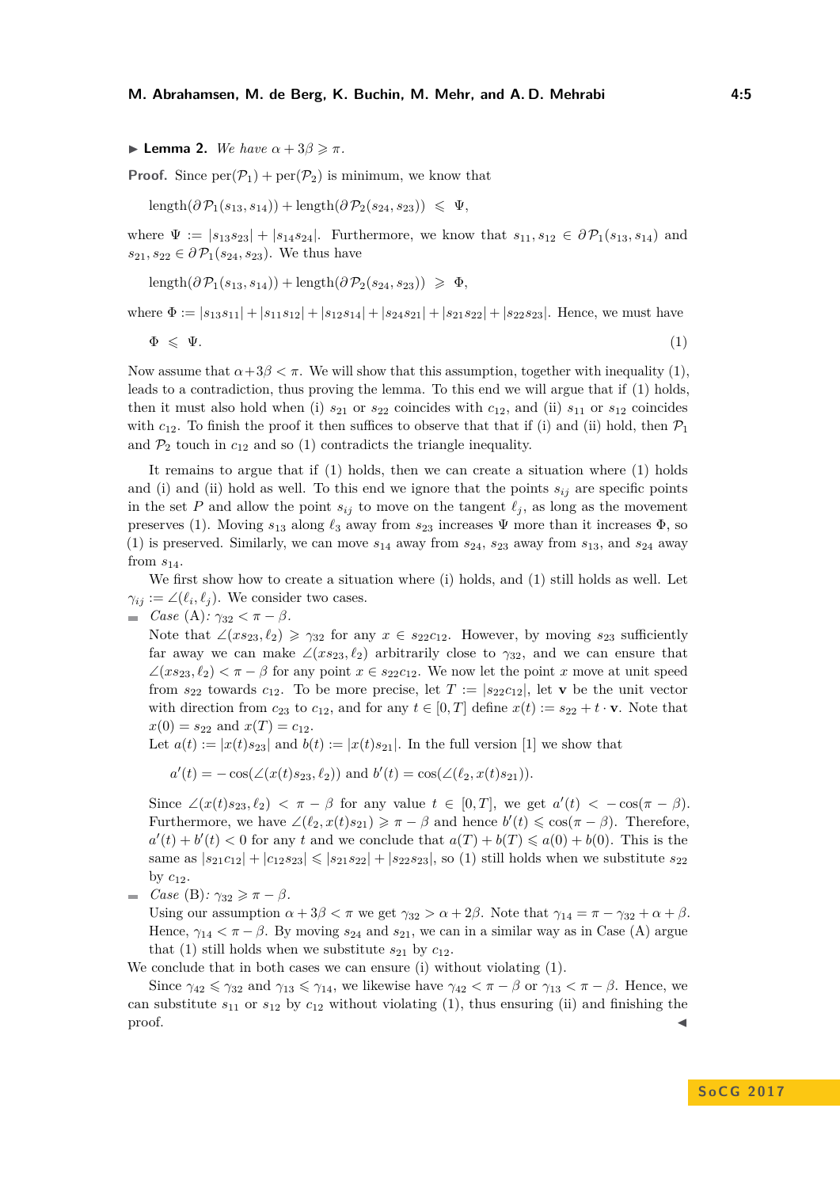▶ **Lemma 2.** *We have $\alpha + 3\beta \geqslant \pi$.*

**Proof.** Since $\mathrm{per}(\mathcal{P}_1) + \mathrm{per}(\mathcal{P}_2)$ is minimum, we know that

$$\mathrm{length}(\partial \mathcal{P}_1(s_{13}, s_{14})) + \mathrm{length}(\partial \mathcal{P}_2(s_{24}, s_{23})) \leqslant \Psi,$$

where $\Psi := |s_{13}s_{23}| + |s_{14}s_{24}|$. Furthermore, we know that $s_{11}, s_{12} \in \partial \mathcal{P}_1(s_{13}, s_{14})$ and $s_{21}, s_{22} \in \partial \mathcal{P}_1(s_{24}, s_{23})$. We thus have

$$\mathrm{length}(\partial \mathcal{P}_1(s_{13}, s_{14})) + \mathrm{length}(\partial \mathcal{P}_2(s_{24}, s_{23})) \geqslant \Phi,$$

where $\Phi := |s_{13}s_{11}| + |s_{11}s_{12}| + |s_{12}s_{14}| + |s_{24}s_{21}| + |s_{21}s_{22}| + |s_{22}s_{23}|$. Hence, we must have

$$\Phi \leqslant \Psi. \tag{1}$$

Now assume that $\alpha + 3\beta < \pi$. We will show that this assumption, together with inequality (1), leads to a contradiction, thus proving the lemma. To this end we will argue that if (1) holds, then it must also hold when (i) $s_{21}$ or $s_{22}$ coincides with $c_{12}$, and (ii) $s_{11}$ or $s_{12}$ coincides with $c_{12}$. To finish the proof it then suffices to observe that that if (i) and (ii) hold, then $\mathcal{P}_1$ and $\mathcal{P}_2$ touch in $c_{12}$ and so (1) contradicts the triangle inequality.

It remains to argue that if (1) holds, then we can create a situation where (1) holds and (i) and (ii) hold as well. To this end we ignore that the points $s_{ij}$ are specific points in the set $P$ and allow the point $s_{ij}$ to move on the tangent $\ell_j$, as long as the movement preserves (1). Moving $s_{13}$ along $\ell_3$ away from $s_{23}$ increases $\Psi$ more than it increases $\Phi$, so (1) is preserved. Similarly, we can move $s_{14}$ away from $s_{24}$, $s_{23}$ away from $s_{13}$, and $s_{24}$ away from $s_{14}$.

We first show how to create a situation where (i) holds, and (1) still holds as well. Let $\gamma_{ij} := \angle(\ell_i, \ell_j)$. We consider two cases.

- *Case* (A): $\gamma_{32} < \pi - \beta$.
  Note that $\angle(xs_{23}, \ell_2) \geqslant \gamma_{32}$ for any $x \in s_{22}c_{12}$. However, by moving $s_{23}$ sufficiently far away we can make $\angle(xs_{23}, \ell_2)$ arbitrarily close to $\gamma_{32}$, and we can ensure that $\angle(xs_{23}, \ell_2) < \pi - \beta$ for any point $x \in s_{22}c_{12}$. We now let the point $x$ move at unit speed from $s_{22}$ towards $c_{12}$. To be more precise, let $T := |s_{22}c_{12}|$, let $\mathbf{v}$ be the unit vector with direction from $c_{23}$ to $c_{12}$, and for any $t \in [0, T]$ define $x(t) := s_{22} + t \cdot \mathbf{v}$. Note that $x(0) = s_{22}$ and $x(T) = c_{12}$.
  Let $a(t) := |x(t)s_{23}|$ and $b(t) := |x(t)s_{21}|$. In the full version [1] we show that

  $$a'(t) = -\cos(\angle(x(t)s_{23}, \ell_2)) \text{ and } b'(t) = \cos(\angle(\ell_2, x(t)s_{21})).$$

  Since $\angle(x(t)s_{23}, \ell_2) < \pi - \beta$ for any value $t \in [0, T]$, we get $a'(t) < -\cos(\pi - \beta)$. Furthermore, we have $\angle(\ell_2, x(t)s_{21}) \geqslant \pi - \beta$ and hence $b'(t) \leqslant \cos(\pi - \beta)$. Therefore, $a'(t) + b'(t) < 0$ for any $t$ and we conclude that $a(T) + b(T) \leqslant a(0) + b(0)$. This is the same as $|s_{21}c_{12}| + |c_{12}s_{23}| \leqslant |s_{21}s_{22}| + |s_{22}s_{23}|$, so (1) still holds when we substitute $s_{22}$ by $c_{12}$.
- *Case* (B): $\gamma_{32} \geqslant \pi - \beta$.
  Using our assumption $\alpha + 3\beta < \pi$ we get $\gamma_{32} > \alpha + 2\beta$. Note that $\gamma_{14} = \pi - \gamma_{32} + \alpha + \beta$. Hence, $\gamma_{14} < \pi - \beta$. By moving $s_{24}$ and $s_{21}$, we can in a similar way as in Case (A) argue that (1) still holds when we substitute $s_{21}$ by $c_{12}$.

We conclude that in both cases we can ensure (i) without violating (1).

Since $\gamma_{42} \leqslant \gamma_{32}$ and $\gamma_{13} \leqslant \gamma_{14}$, we likewise have $\gamma_{42} < \pi - \beta$ or $\gamma_{13} < \pi - \beta$. Hence, we can substitute $s_{11}$ or $s_{12}$ by $c_{12}$ without violating (1), thus ensuring (ii) and finishing the proof. ◀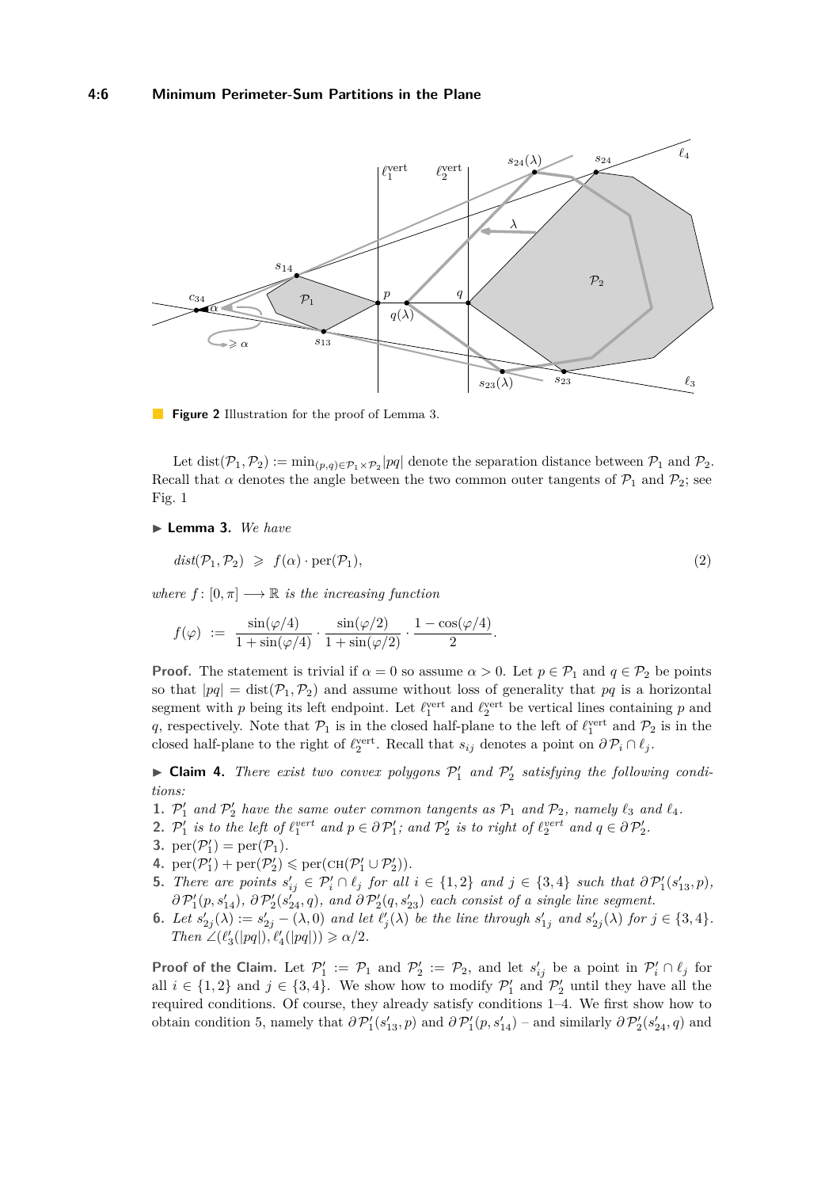**Figure 2** Illustration for the proof of Lemma 3.

Let $\mathrm{dist}(\mathcal{P}_1, \mathcal{P}_2) := \min_{(p,q)\in\mathcal{P}_1\times\mathcal{P}_2} |pq|$ denote the separation distance between $\mathcal{P}_1$ and $\mathcal{P}_2$. Recall that $\alpha$ denotes the angle between the two common outer tangents of $\mathcal{P}_1$ and $\mathcal{P}_2$; see Fig. 1

▶ **Lemma 3.** *We have*

$$\mathit{dist}(\mathcal{P}_1, \mathcal{P}_2) \;\geqslant\; f(\alpha) \cdot \mathrm{per}(\mathcal{P}_1), \tag{2}$$

*where* $f \colon [0, \pi] \longrightarrow \mathbb{R}$ *is the increasing function*

$$f(\varphi) \;:=\; \frac{\sin(\varphi/4)}{1+\sin(\varphi/4)} \cdot \frac{\sin(\varphi/2)}{1+\sin(\varphi/2)} \cdot \frac{1-\cos(\varphi/4)}{2}.$$

**Proof.** The statement is trivial if $\alpha = 0$ so assume $\alpha > 0$. Let $p \in \mathcal{P}_1$ and $q \in \mathcal{P}_2$ be points so that $|pq| = \mathrm{dist}(\mathcal{P}_1, \mathcal{P}_2)$ and assume without loss of generality that $pq$ is a horizontal segment with $p$ being its left endpoint. Let $\ell_1^{\mathrm{vert}}$ and $\ell_2^{\mathrm{vert}}$ be vertical lines containing $p$ and $q$, respectively. Note that $\mathcal{P}_1$ is in the closed half-plane to the left of $\ell_1^{\mathrm{vert}}$ and $\mathcal{P}_2$ is in the closed half-plane to the right of $\ell_2^{\mathrm{vert}}$. Recall that $s_{ij}$ denotes a point on $\partial\mathcal{P}_i \cap \ell_j$.

▶ **Claim 4.** *There exist two convex polygons $\mathcal{P}_1'$ and $\mathcal{P}_2'$ satisfying the following conditions:*

1. *$\mathcal{P}_1'$ and $\mathcal{P}_2'$ have the same outer common tangents as $\mathcal{P}_1$ and $\mathcal{P}_2$, namely $\ell_3$ and $\ell_4$.*
2. *$\mathcal{P}_1'$ is to the left of $\ell_1^{vert}$ and $p \in \partial\mathcal{P}_1'$; and $\mathcal{P}_2'$ is to right of $\ell_2^{vert}$ and $q \in \partial\mathcal{P}_2'$.*
3. *$\mathrm{per}(\mathcal{P}_1') = \mathrm{per}(\mathcal{P}_1)$.*
4. *$\mathrm{per}(\mathcal{P}_1') + \mathrm{per}(\mathcal{P}_2') \leqslant \mathrm{per}(\mathrm{CH}(\mathcal{P}_1' \cup \mathcal{P}_2'))$.*
5. *There are points $s_{ij}' \in \mathcal{P}_i' \cap \ell_j$ for all $i \in \{1, 2\}$ and $j \in \{3, 4\}$ such that $\partial\mathcal{P}_1'(s_{13}', p)$, $\partial\mathcal{P}_1'(p, s_{14}')$, $\partial\mathcal{P}_2'(s_{24}', q)$, and $\partial\mathcal{P}_2'(q, s_{23}')$ each consist of a single line segment.*
6. *Let $s_{2j}'(\lambda) := s_{2j}' - (\lambda, 0)$ and let $\ell_j'(\lambda)$ be the line through $s_{1j}'$ and $s_{2j}'(\lambda)$ for $j \in \{3, 4\}$. Then $\angle(\ell_3'(|pq|), \ell_4'(|pq|)) \geqslant \alpha/2$.*

**Proof of the Claim.** Let $\mathcal{P}_1' := \mathcal{P}_1$ and $\mathcal{P}_2' := \mathcal{P}_2$, and let $s_{ij}'$ be a point in $\mathcal{P}_i' \cap \ell_j$ for all $i \in \{1, 2\}$ and $j \in \{3, 4\}$. We show how to modify $\mathcal{P}_1'$ and $\mathcal{P}_2'$ until they have all the required conditions. Of course, they already satisfy conditions 1–4. We first show how to obtain condition 5, namely that $\partial\mathcal{P}_1'(s_{13}', p)$ and $\partial\mathcal{P}_1'(p, s_{14}')$ – and similarly $\partial\mathcal{P}_2'(s_{24}', q)$ and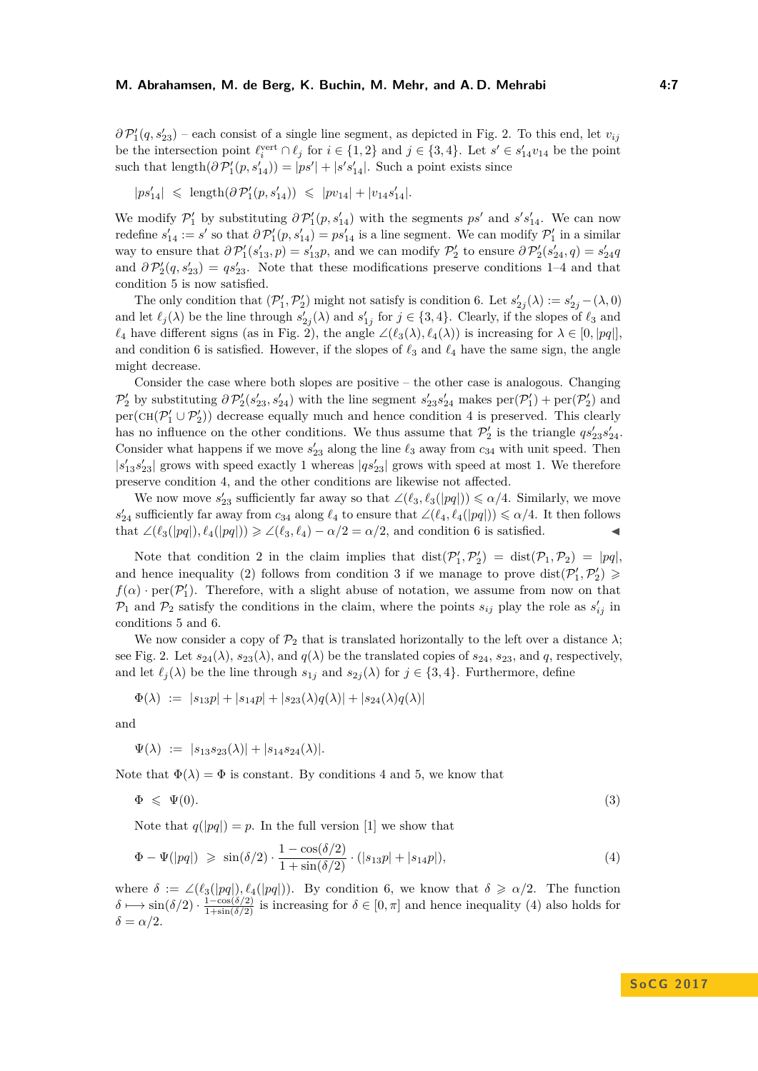$\partial \mathcal{P}_1'(q, s_{23}')$ – each consist of a single line segment, as depicted in Fig. 2. To this end, let $v_{ij}$ be the intersection point $\ell_i^{\text{vert}} \cap \ell_j$ for $i \in \{1,2\}$ and $j \in \{3,4\}$. Let $s' \in s_{14}' v_{14}$ be the point such that $\text{length}(\partial \mathcal{P}_1'(p, s_{14}')) = |ps'| + |s's_{14}'|$. Such a point exists since

$$|ps_{14}'| \leqslant \text{length}(\partial \mathcal{P}_1'(p, s_{14}')) \leqslant |pv_{14}| + |v_{14}s_{14}'|.$$

We modify $\mathcal{P}_1'$ by substituting $\partial \mathcal{P}_1'(p, s_{14}')$ with the segments $ps'$ and $s's_{14}'$. We can now redefine $s_{14}' := s'$ so that $\partial \mathcal{P}_1'(p, s_{14}') = ps_{14}'$ is a line segment. We can modify $\mathcal{P}_1'$ in a similar way to ensure that $\partial \mathcal{P}_1'(s_{13}', p) = s_{13}'p$, and we can modify $\mathcal{P}_2'$ to ensure $\partial \mathcal{P}_2'(s_{24}', q) = s_{24}'q$ and $\partial \mathcal{P}_2'(q, s_{23}') = qs_{23}'$. Note that these modifications preserve conditions 1–4 and that condition 5 is now satisfied.

The only condition that $(\mathcal{P}_1', \mathcal{P}_2')$ might not satisfy is condition 6. Let $s_{2j}'(\lambda) := s_{2j}' - (\lambda, 0)$ and let $\ell_j(\lambda)$ be the line through $s_{2j}'(\lambda)$ and $s_{1j}'$ for $j \in \{3,4\}$. Clearly, if the slopes of $\ell_3$ and $\ell_4$ have different signs (as in Fig. 2), the angle $\angle(\ell_3(\lambda), \ell_4(\lambda))$ is increasing for $\lambda \in [0, |pq|]$, and condition 6 is satisfied. However, if the slopes of $\ell_3$ and $\ell_4$ have the same sign, the angle might decrease.

Consider the case where both slopes are positive – the other case is analogous. Changing $\mathcal{P}_2'$ by substituting $\partial \mathcal{P}_2'(s_{23}', s_{24}')$ with the line segment $s_{23}'s_{24}'$ makes $\text{per}(\mathcal{P}_1') + \text{per}(\mathcal{P}_2')$ and $\text{per}(\text{CH}(\mathcal{P}_1' \cup \mathcal{P}_2'))$ decrease equally much and hence condition 4 is preserved. This clearly has no influence on the other conditions. We thus assume that $\mathcal{P}_2'$ is the triangle $qs_{23}'s_{24}'$. Consider what happens if we move $s_{23}'$ along the line $\ell_3$ away from $c_{34}$ with unit speed. Then $|s_{13}'s_{23}'|$ grows with speed exactly 1 whereas $|qs_{23}'|$ grows with speed at most 1. We therefore preserve condition 4, and the other conditions are likewise not affected.

We now move $s_{23}'$ sufficiently far away so that $\angle(\ell_3, \ell_3(|pq|)) \leqslant \alpha/4$. Similarly, we move $s_{24}'$ sufficiently far away from $c_{34}$ along $\ell_4$ to ensure that $\angle(\ell_4, \ell_4(|pq|)) \leqslant \alpha/4$. It then follows that $\angle(\ell_3(|pq|), \ell_4(|pq|)) \geqslant \angle(\ell_3, \ell_4) - \alpha/2 = \alpha/2$, and condition 6 is satisfied. ◀

Note that condition 2 in the claim implies that $\text{dist}(\mathcal{P}_1', \mathcal{P}_2') = \text{dist}(\mathcal{P}_1, \mathcal{P}_2) = |pq|$, and hence inequality (2) follows from condition 3 if we manage to prove $\text{dist}(\mathcal{P}_1', \mathcal{P}_2') \geqslant f(\alpha) \cdot \text{per}(\mathcal{P}_1')$. Therefore, with a slight abuse of notation, we assume from now on that $\mathcal{P}_1$ and $\mathcal{P}_2$ satisfy the conditions in the claim, where the points $s_{ij}$ play the role as $s_{ij}'$ in conditions 5 and 6.

We now consider a copy of $\mathcal{P}_2$ that is translated horizontally to the left over a distance $\lambda$; see Fig. 2. Let $s_{24}(\lambda)$, $s_{23}(\lambda)$, and $q(\lambda)$ be the translated copies of $s_{24}$, $s_{23}$, and $q$, respectively, and let $\ell_j(\lambda)$ be the line through $s_{1j}$ and $s_{2j}(\lambda)$ for $j \in \{3,4\}$. Furthermore, define

$$\Phi(\lambda) \;:=\; |s_{13}p| + |s_{14}p| + |s_{23}(\lambda)q(\lambda)| + |s_{24}(\lambda)q(\lambda)|$$

and

$$\Psi(\lambda) \;:=\; |s_{13}s_{23}(\lambda)| + |s_{14}s_{24}(\lambda)|.$$

Note that $\Phi(\lambda) = \Phi$ is constant. By conditions 4 and 5, we know that

$$\Phi \;\leqslant\; \Psi(0). \tag{3}$$

Note that $q(|pq|) = p$. In the full version [1] we show that

$$\Phi - \Psi(|pq|) \;\geqslant\; \sin(\delta/2) \cdot \frac{1 - \cos(\delta/2)}{1 + \sin(\delta/2)} \cdot (|s_{13}p| + |s_{14}p|), \tag{4}$$

where $\delta := \angle(\ell_3(|pq|), \ell_4(|pq|))$. By condition 6, we know that $\delta \geqslant \alpha/2$. The function $\delta \longmapsto \sin(\delta/2) \cdot \frac{1-\cos(\delta/2)}{1+\sin(\delta/2)}$ is increasing for $\delta \in [0, \pi]$ and hence inequality (4) also holds for $\delta = \alpha/2$.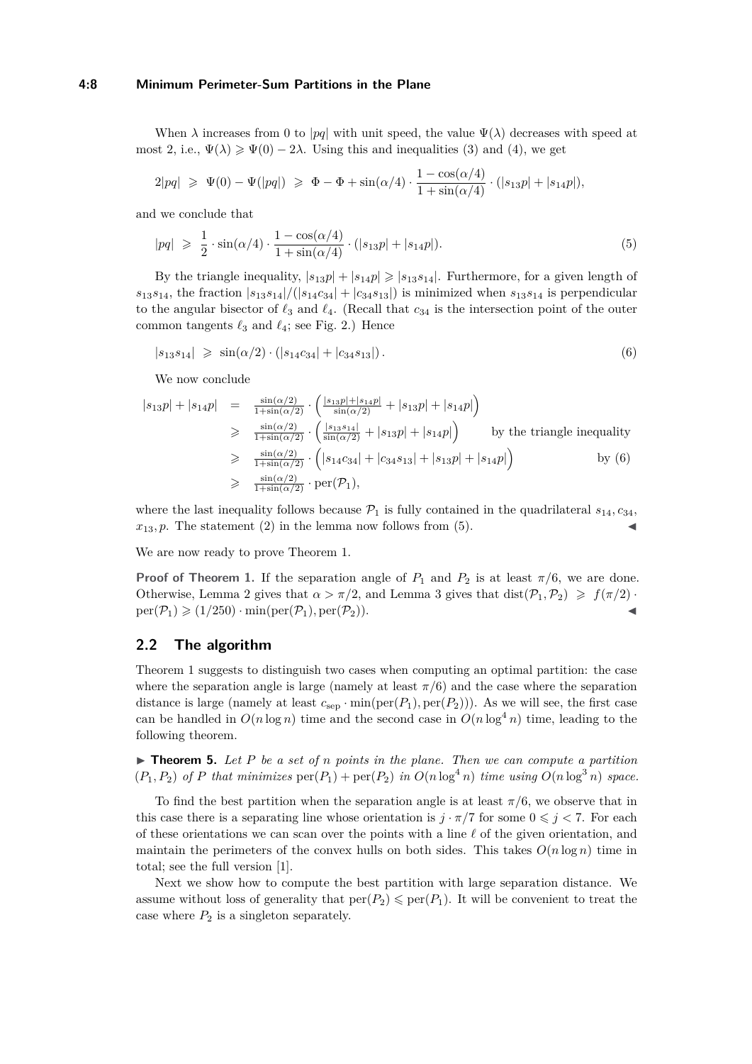When $\lambda$ increases from 0 to $|pq|$ with unit speed, the value $\Psi(\lambda)$ decreases with speed at most 2, i.e., $\Psi(\lambda) \geqslant \Psi(0) - 2\lambda$. Using this and inequalities (3) and (4), we get

$$2|pq| \;\geqslant\; \Psi(0) - \Psi(|pq|) \;\geqslant\; \Phi - \Phi + \sin(\alpha/4) \cdot \frac{1-\cos(\alpha/4)}{1+\sin(\alpha/4)} \cdot (|s_{13}p| + |s_{14}p|),$$

and we conclude that

$$|pq| \;\geqslant\; \frac{1}{2} \cdot \sin(\alpha/4) \cdot \frac{1-\cos(\alpha/4)}{1+\sin(\alpha/4)} \cdot (|s_{13}p| + |s_{14}p|). \tag{5}$$

By the triangle inequality, $|s_{13}p| + |s_{14}p| \geqslant |s_{13}s_{14}|$. Furthermore, for a given length of $s_{13}s_{14}$, the fraction $|s_{13}s_{14}|/(|s_{14}c_{34}| + |c_{34}s_{13}|)$ is minimized when $s_{13}s_{14}$ is perpendicular to the angular bisector of $\ell_3$ and $\ell_4$. (Recall that $c_{34}$ is the intersection point of the outer common tangents $\ell_3$ and $\ell_4$; see Fig. 2.) Hence

$$|s_{13}s_{14}| \;\geqslant\; \sin(\alpha/2) \cdot (|s_{14}c_{34}| + |c_{34}s_{13}|)\,. \tag{6}$$

We now conclude

$$\begin{aligned}
|s_{13}p| + |s_{14}p| &= \tfrac{\sin(\alpha/2)}{1+\sin(\alpha/2)} \cdot \left( \tfrac{|s_{13}p|+|s_{14}p|}{\sin(\alpha/2)} + |s_{13}p| + |s_{14}p| \right) \\
&\geqslant \tfrac{\sin(\alpha/2)}{1+\sin(\alpha/2)} \cdot \left( \tfrac{|s_{13}s_{14}|}{\sin(\alpha/2)} + |s_{13}p| + |s_{14}p| \right) \qquad \text{by the triangle inequality} \\
&\geqslant \tfrac{\sin(\alpha/2)}{1+\sin(\alpha/2)} \cdot \left( |s_{14}c_{34}| + |c_{34}s_{13}| + |s_{13}p| + |s_{14}p| \right) \qquad \text{by (6)} \\
&\geqslant \tfrac{\sin(\alpha/2)}{1+\sin(\alpha/2)} \cdot \mathrm{per}(\mathcal{P}_1),
\end{aligned}$$

where the last inequality follows because $\mathcal{P}_1$ is fully contained in the quadrilateral $s_{14}, c_{34}, x_{13}, p$. The statement (2) in the lemma now follows from (5). ◀

We are now ready to prove Theorem 1.

**Proof of Theorem 1.** If the separation angle of $P_1$ and $P_2$ is at least $\pi/6$, we are done. Otherwise, Lemma 2 gives that $\alpha > \pi/2$, and Lemma 3 gives that $\mathrm{dist}(\mathcal{P}_1, \mathcal{P}_2) \geqslant f(\pi/2) \cdot \mathrm{per}(\mathcal{P}_1) \geqslant (1/250) \cdot \min(\mathrm{per}(\mathcal{P}_1), \mathrm{per}(\mathcal{P}_2))$. ◀

## 2.2 The algorithm

Theorem 1 suggests to distinguish two cases when computing an optimal partition: the case where the separation angle is large (namely at least $\pi/6$) and the case where the separation distance is large (namely at least $c_{\mathrm{sep}} \cdot \min(\mathrm{per}(P_1), \mathrm{per}(P_2))$). As we will see, the first case can be handled in $O(n \log n)$ time and the second case in $O(n \log^4 n)$ time, leading to the following theorem.

► **Theorem 5.** *Let $P$ be a set of $n$ points in the plane. Then we can compute a partition $(P_1, P_2)$ of $P$ that minimizes $\mathrm{per}(P_1) + \mathrm{per}(P_2)$ in $O(n \log^4 n)$ time using $O(n \log^3 n)$ space.*

To find the best partition when the separation angle is at least $\pi/6$, we observe that in this case there is a separating line whose orientation is $j \cdot \pi/7$ for some $0 \leqslant j < 7$. For each of these orientations we can scan over the points with a line $\ell$ of the given orientation, and maintain the perimeters of the convex hulls on both sides. This takes $O(n \log n)$ time in total; see the full version [1].

Next we show how to compute the best partition with large separation distance. We assume without loss of generality that $\mathrm{per}(P_2) \leqslant \mathrm{per}(P_1)$. It will be convenient to treat the case where $P_2$ is a singleton separately.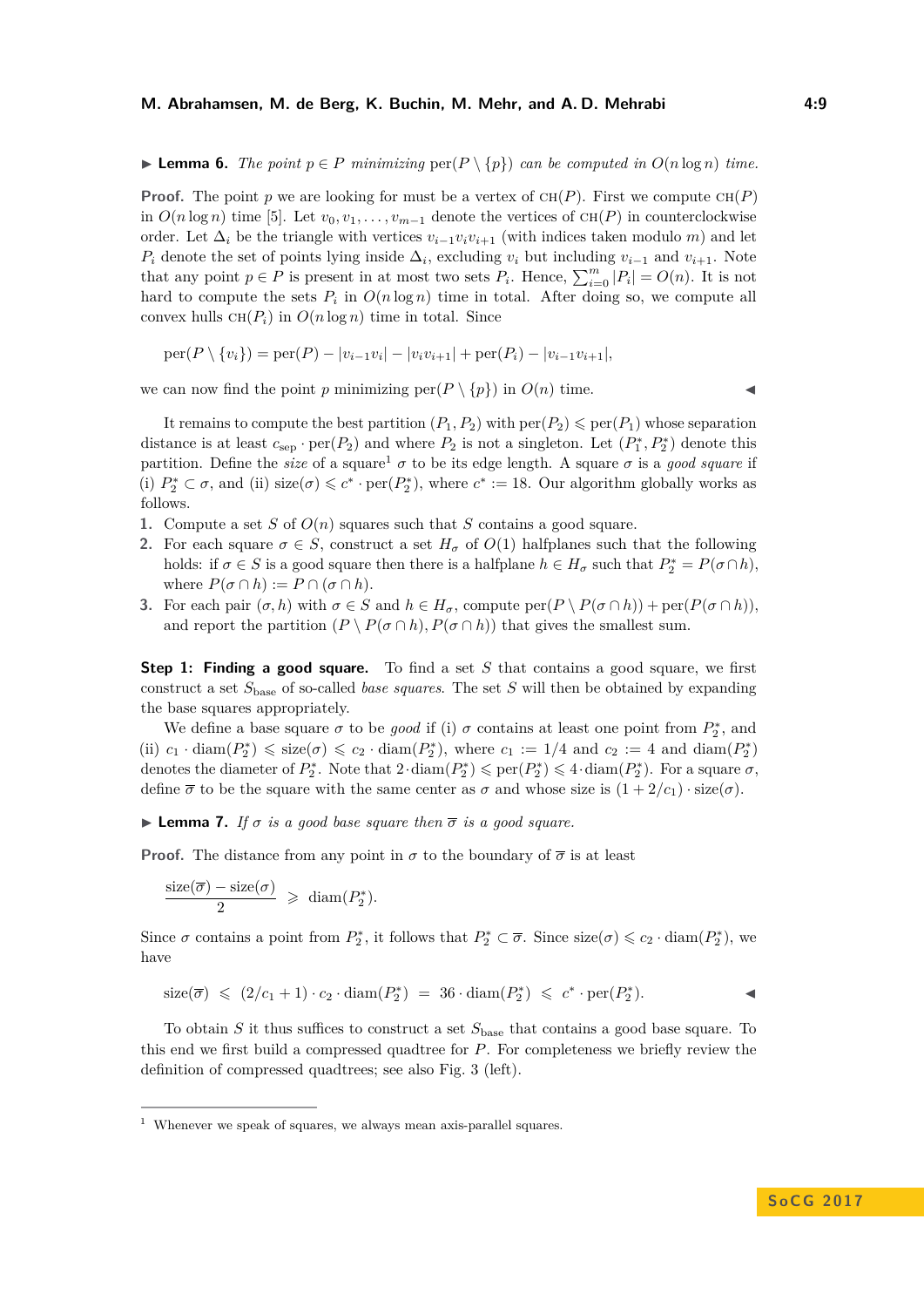**Lemma 6.** *The point $p \in P$ minimizing $\mathrm{per}(P \setminus \{p\})$ can be computed in $O(n \log n)$ time.*

**Proof.** The point $p$ we are looking for must be a vertex of $\mathrm{CH}(P)$. First we compute $\mathrm{CH}(P)$ in $O(n \log n)$ time [5]. Let $v_0, v_1, \ldots, v_{m-1}$ denote the vertices of $\mathrm{CH}(P)$ in counterclockwise order. Let $\Delta_i$ be the triangle with vertices $v_{i-1}v_iv_{i+1}$ (with indices taken modulo $m$) and let $P_i$ denote the set of points lying inside $\Delta_i$, excluding $v_i$ but including $v_{i-1}$ and $v_{i+1}$. Note that any point $p \in P$ is present in at most two sets $P_i$. Hence, $\sum_{i=0}^{m} |P_i| = O(n)$. It is not hard to compute the sets $P_i$ in $O(n \log n)$ time in total. After doing so, we compute all convex hulls $\mathrm{CH}(P_i)$ in $O(n \log n)$ time in total. Since

$$\mathrm{per}(P \setminus \{v_i\}) = \mathrm{per}(P) - |v_{i-1}v_i| - |v_iv_{i+1}| + \mathrm{per}(P_i) - |v_{i-1}v_{i+1}|,$$

we can now find the point $p$ minimizing $\mathrm{per}(P \setminus \{p\})$ in $O(n)$ time. ◀

It remains to compute the best partition $(P_1, P_2)$ with $\mathrm{per}(P_2) \leqslant \mathrm{per}(P_1)$ whose separation distance is at least $c_{\mathrm{sep}} \cdot \mathrm{per}(P_2)$ and where $P_2$ is not a singleton. Let $(P_1^*, P_2^*)$ denote this partition. Define the *size* of a square[1] $\sigma$ to be its edge length. A square $\sigma$ is a *good square* if (i) $P_2^* \subset \sigma$, and (ii) $\mathrm{size}(\sigma) \leqslant c^* \cdot \mathrm{per}(P_2^*)$, where $c^* := 18$. Our algorithm globally works as follows.

1. Compute a set $S$ of $O(n)$ squares such that $S$ contains a good square.
2. For each square $\sigma \in S$, construct a set $H_\sigma$ of $O(1)$ halfplanes such that the following holds: if $\sigma \in S$ is a good square then there is a halfplane $h \in H_\sigma$ such that $P_2^* = P(\sigma \cap h)$, where $P(\sigma \cap h) := P \cap (\sigma \cap h)$.
3. For each pair $(\sigma, h)$ with $\sigma \in S$ and $h \in H_\sigma$, compute $\mathrm{per}(P \setminus P(\sigma \cap h)) + \mathrm{per}(P(\sigma \cap h))$, and report the partition $(P \setminus P(\sigma \cap h), P(\sigma \cap h))$ that gives the smallest sum.

**Step 1: Finding a good square.** To find a set $S$ that contains a good square, we first construct a set $S_{\mathrm{base}}$ of so-called *base squares*. The set $S$ will then be obtained by expanding the base squares appropriately.

We define a base square $\sigma$ to be *good* if (i) $\sigma$ contains at least one point from $P_2^*$, and (ii) $c_1 \cdot \mathrm{diam}(P_2^*) \leqslant \mathrm{size}(\sigma) \leqslant c_2 \cdot \mathrm{diam}(P_2^*)$, where $c_1 := 1/4$ and $c_2 := 4$ and $\mathrm{diam}(P_2^*)$ denotes the diameter of $P_2^*$. Note that $2 \cdot \mathrm{diam}(P_2^*) \leqslant \mathrm{per}(P_2^*) \leqslant 4 \cdot \mathrm{diam}(P_2^*)$. For a square $\sigma$, define $\overline{\sigma}$ to be the square with the same center as $\sigma$ and whose size is $(1 + 2/c_1) \cdot \mathrm{size}(\sigma)$.

**Lemma 7.** *If $\sigma$ is a good base square then $\overline{\sigma}$ is a good square.*

**Proof.** The distance from any point in $\sigma$ to the boundary of $\overline{\sigma}$ is at least

$$\frac{\mathrm{size}(\overline{\sigma}) - \mathrm{size}(\sigma)}{2} \geqslant \mathrm{diam}(P_2^*).$$

Since $\sigma$ contains a point from $P_2^*$, it follows that $P_2^* \subset \overline{\sigma}$. Since $\mathrm{size}(\sigma) \leqslant c_2 \cdot \mathrm{diam}(P_2^*)$, we have

$$\mathrm{size}(\overline{\sigma}) \leqslant (2/c_1 + 1) \cdot c_2 \cdot \mathrm{diam}(P_2^*) = 36 \cdot \mathrm{diam}(P_2^*) \leqslant c^* \cdot \mathrm{per}(P_2^*). \quad ◀$$

To obtain $S$ it thus suffices to construct a set $S_{\mathrm{base}}$ that contains a good base square. To this end we first build a compressed quadtree for $P$. For completeness we briefly review the definition of compressed quadtrees; see also Fig. 3 (left).

[1] Whenever we speak of squares, we always mean axis-parallel squares.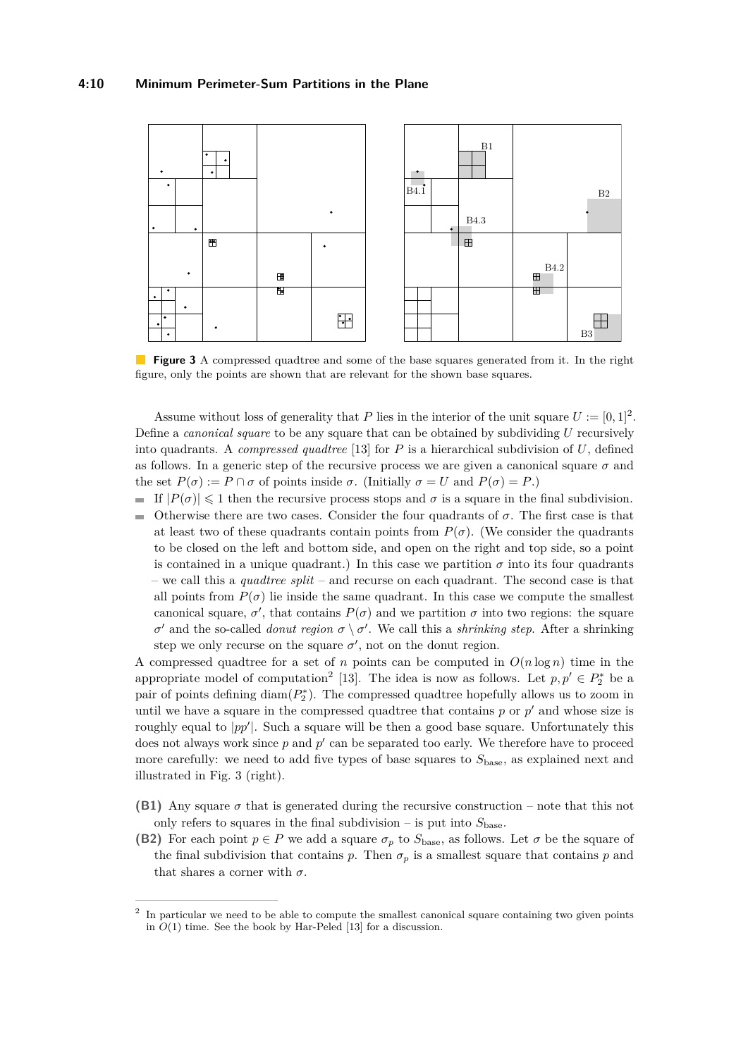**Figure 3** A compressed quadtree and some of the base squares generated from it. In the right figure, only the points are shown that are relevant for the shown base squares.

Assume without loss of generality that $P$ lies in the interior of the unit square $U := [0, 1]^2$. Define a *canonical square* to be any square that can be obtained by subdividing $U$ recursively into quadrants. A *compressed quadtree* [13] for $P$ is a hierarchical subdivision of $U$, defined as follows. In a generic step of the recursive process we are given a canonical square $\sigma$ and the set $P(\sigma) := P \cap \sigma$ of points inside $\sigma$. (Initially $\sigma = U$ and $P(\sigma) = P$.)

- If $|P(\sigma)| \leqslant 1$ then the recursive process stops and $\sigma$ is a square in the final subdivision.
- Otherwise there are two cases. Consider the four quadrants of $\sigma$. The first case is that at least two of these quadrants contain points from $P(\sigma)$. (We consider the quadrants to be closed on the left and bottom side, and open on the right and top side, so a point is contained in a unique quadrant.) In this case we partition $\sigma$ into its four quadrants – we call this a *quadtree split* – and recurse on each quadrant. The second case is that all points from $P(\sigma)$ lie inside the same quadrant. In this case we compute the smallest canonical square, $\sigma'$, that contains $P(\sigma)$ and we partition $\sigma$ into two regions: the square $\sigma'$ and the so-called *donut region* $\sigma \setminus \sigma'$. We call this a *shrinking step*. After a shrinking step we only recurse on the square $\sigma'$, not on the donut region.

A compressed quadtree for a set of $n$ points can be computed in $O(n \log n)$ time in the appropriate model of computation[2] [13]. The idea is now as follows. Let $p, p' \in P_2^*$ be a pair of points defining $\text{diam}(P_2^*)$. The compressed quadtree hopefully allows us to zoom in until we have a square in the compressed quadtree that contains $p$ or $p'$ and whose size is roughly equal to $|pp'|$. Such a square will be then a good base square. Unfortunately this does not always work since $p$ and $p'$ can be separated too early. We therefore have to proceed more carefully: we need to add five types of base squares to $S_{\text{base}}$, as explained next and illustrated in Fig. 3 (right).

**(B1)** Any square $\sigma$ that is generated during the recursive construction – note that this not only refers to squares in the final subdivision – is put into $S_{\text{base}}$.

**(B2)** For each point $p \in P$ we add a square $\sigma_p$ to $S_{\text{base}}$, as follows. Let $\sigma$ be the square of the final subdivision that contains $p$. Then $\sigma_p$ is a smallest square that contains $p$ and that shares a corner with $\sigma$.

---

[2] In particular we need to be able to compute the smallest canonical square containing two given points in $O(1)$ time. See the book by Har-Peled [13] for a discussion.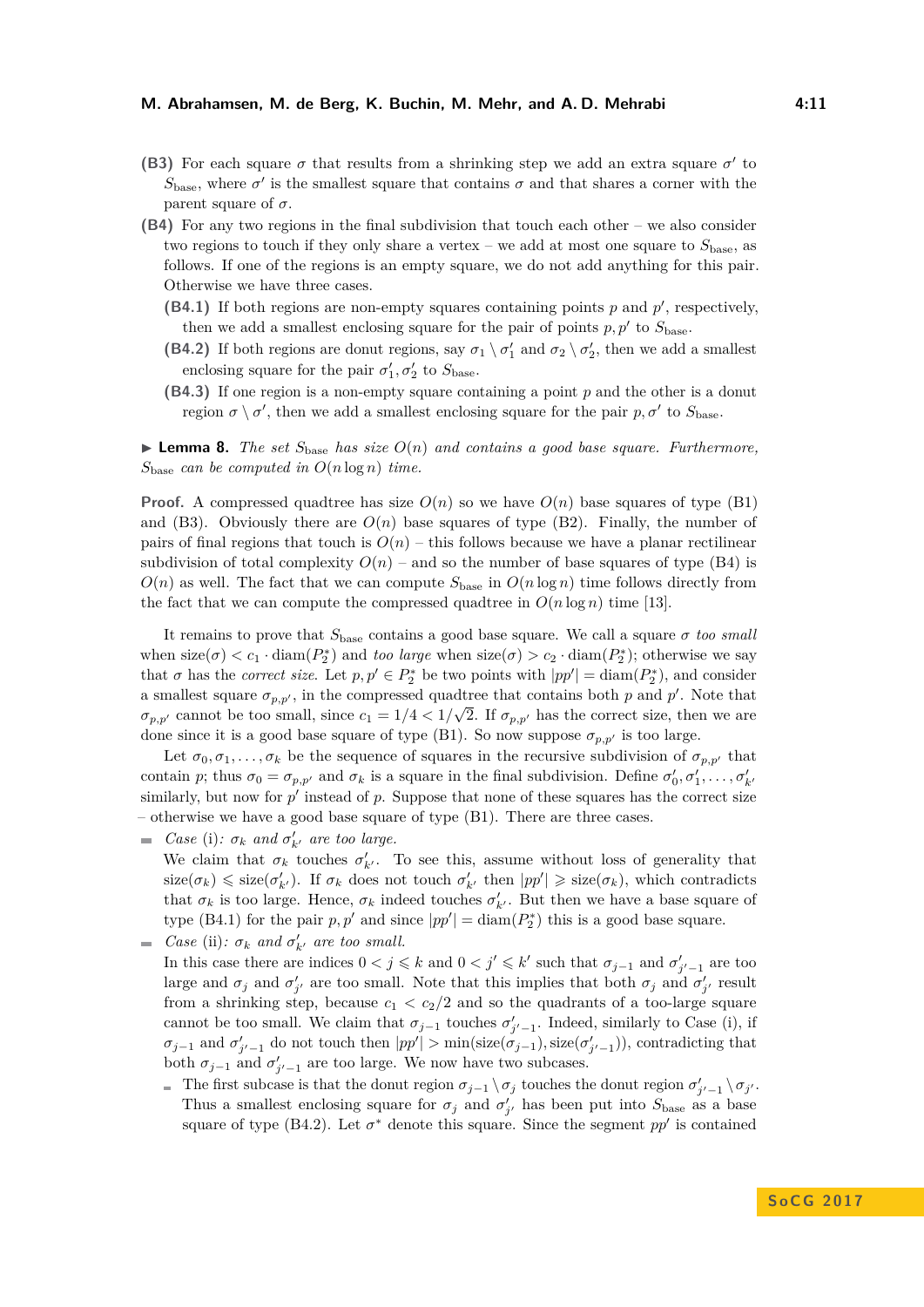**(B3)** For each square $\sigma$ that results from a shrinking step we add an extra square $\sigma'$ to $S_{\text{base}}$, where $\sigma'$ is the smallest square that contains $\sigma$ and that shares a corner with the parent square of $\sigma$.

**(B4)** For any two regions in the final subdivision that touch each other – we also consider two regions to touch if they only share a vertex – we add at most one square to $S_{\text{base}}$, as follows. If one of the regions is an empty square, we do not add anything for this pair. Otherwise we have three cases.

- **(B4.1)** If both regions are non-empty squares containing points $p$ and $p'$, respectively, then we add a smallest enclosing square for the pair of points $p, p'$ to $S_{\text{base}}$.
- **(B4.2)** If both regions are donut regions, say $\sigma_1 \setminus \sigma_1'$ and $\sigma_2 \setminus \sigma_2'$, then we add a smallest enclosing square for the pair $\sigma_1', \sigma_2'$ to $S_{\text{base}}$.
- **(B4.3)** If one region is a non-empty square containing a point $p$ and the other is a donut region $\sigma \setminus \sigma'$, then we add a smallest enclosing square for the pair $p, \sigma'$ to $S_{\text{base}}$.

▶ **Lemma 8.** *The set $S_{\text{base}}$ has size $O(n)$ and contains a good base square. Furthermore, $S_{\text{base}}$ can be computed in $O(n \log n)$ time.*

**Proof.** A compressed quadtree has size $O(n)$ so we have $O(n)$ base squares of type (B1) and (B3). Obviously there are $O(n)$ base squares of type (B2). Finally, the number of pairs of final regions that touch is $O(n)$ – this follows because we have a planar rectilinear subdivision of total complexity $O(n)$ – and so the number of base squares of type (B4) is $O(n)$ as well. The fact that we can compute $S_{\text{base}}$ in $O(n \log n)$ time follows directly from the fact that we can compute the compressed quadtree in $O(n \log n)$ time [13].

It remains to prove that $S_{\text{base}}$ contains a good base square. We call a square $\sigma$ *too small* when $\text{size}(\sigma) < c_1 \cdot \text{diam}(P_2^*)$ and *too large* when $\text{size}(\sigma) > c_2 \cdot \text{diam}(P_2^*)$; otherwise we say that $\sigma$ has the *correct size*. Let $p, p' \in P_2^*$ be two points with $|pp'| = \text{diam}(P_2^*)$, and consider a smallest square $\sigma_{p,p'}$, in the compressed quadtree that contains both $p$ and $p'$. Note that $\sigma_{p,p'}$ cannot be too small, since $c_1 = 1/4 < 1/\sqrt{2}$. If $\sigma_{p,p'}$ has the correct size, then we are done since it is a good base square of type (B1). So now suppose $\sigma_{p,p'}$ is too large.

Let $\sigma_0, \sigma_1, \ldots, \sigma_k$ be the sequence of squares in the recursive subdivision of $\sigma_{p,p'}$ that contain $p$; thus $\sigma_0 = \sigma_{p,p'}$ and $\sigma_k$ is a square in the final subdivision. Define $\sigma_0', \sigma_1', \ldots, \sigma_{k'}'$ similarly, but now for $p'$ instead of $p$. Suppose that none of these squares has the correct size – otherwise we have a good base square of type (B1). There are three cases.

- *Case* (i): *$\sigma_k$ and $\sigma_{k'}'$ are too large.*
  We claim that $\sigma_k$ touches $\sigma_{k'}'$. To see this, assume without loss of generality that $\text{size}(\sigma_k) \leqslant \text{size}(\sigma_{k'}')$. If $\sigma_k$ does not touch $\sigma_{k'}'$ then $|pp'| \geqslant \text{size}(\sigma_k)$, which contradicts that $\sigma_k$ is too large. Hence, $\sigma_k$ indeed touches $\sigma_{k'}'$. But then we have a base square of type (B4.1) for the pair $p, p'$ and since $|pp'| = \text{diam}(P_2^*)$ this is a good base square.
- *Case* (ii): *$\sigma_k$ and $\sigma_{k'}'$ are too small.*
  In this case there are indices $0 < j \leqslant k$ and $0 < j' \leqslant k'$ such that $\sigma_{j-1}$ and $\sigma_{j'-1}'$ are too large and $\sigma_j$ and $\sigma_{j'}'$ are too small. Note that this implies that both $\sigma_j$ and $\sigma_{j'}'$ result from a shrinking step, because $c_1 < c_2/2$ and so the quadrants of a too-large square cannot be too small. We claim that $\sigma_{j-1}$ touches $\sigma_{j'-1}'$. Indeed, similarly to Case (i), if $\sigma_{j-1}$ and $\sigma_{j'-1}'$ do not touch then $|pp'| > \min(\text{size}(\sigma_{j-1}), \text{size}(\sigma_{j'-1}'))$, contradicting that both $\sigma_{j-1}$ and $\sigma_{j'-1}'$ are too large. We now have two subcases.
  - The first subcase is that the donut region $\sigma_{j-1} \setminus \sigma_j$ touches the donut region $\sigma_{j'-1}' \setminus \sigma_{j'}$. Thus a smallest enclosing square for $\sigma_j$ and $\sigma_{j'}'$ has been put into $S_{\text{base}}$ as a base square of type (B4.2). Let $\sigma^*$ denote this square. Since the segment $pp'$ is contained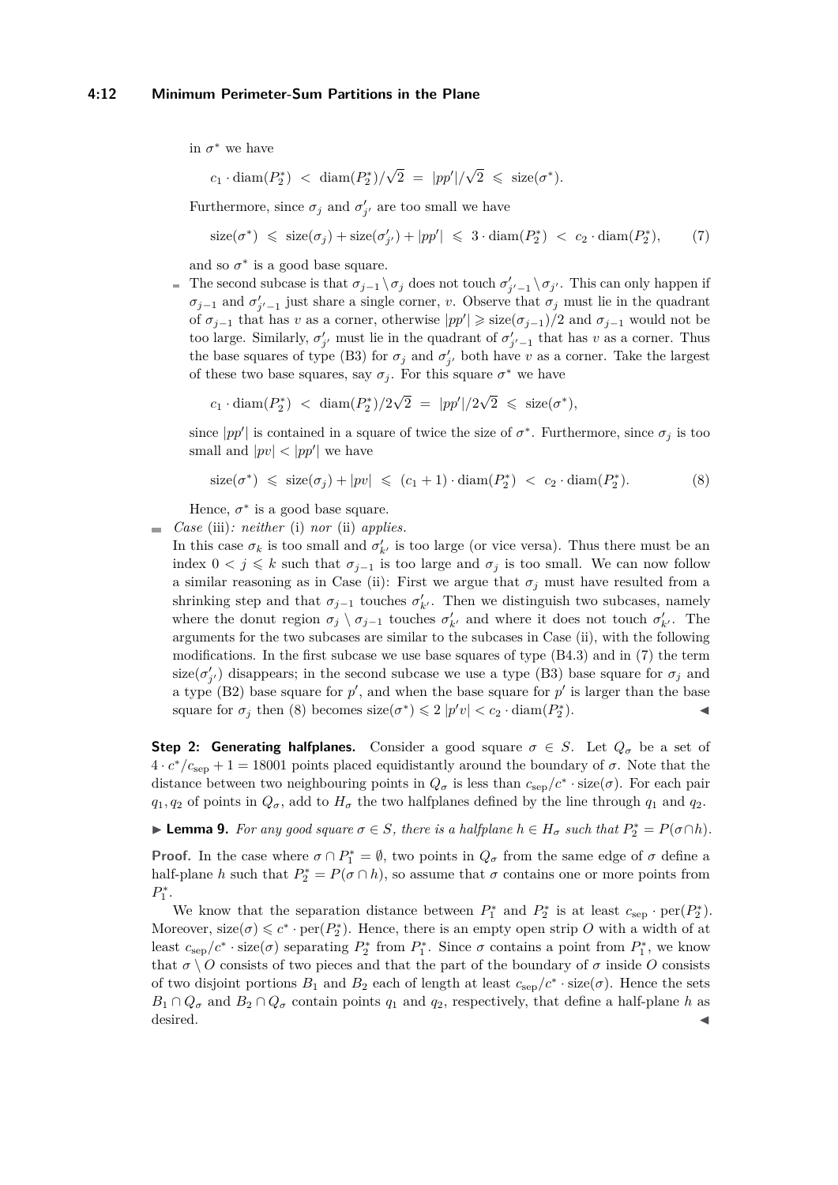in $\sigma^*$ we have

$$c_1 \cdot \mathrm{diam}(P_2^*) \;<\; \mathrm{diam}(P_2^*)/\sqrt{2} \;=\; |pp'|/\sqrt{2} \;\leqslant\; \mathrm{size}(\sigma^*).$$

Furthermore, since $\sigma_j$ and $\sigma'_{j'}$ are too small we have

$$\mathrm{size}(\sigma^*) \;\leqslant\; \mathrm{size}(\sigma_j) + \mathrm{size}(\sigma'_{j'}) + |pp'| \;\leqslant\; 3 \cdot \mathrm{diam}(P_2^*) \;<\; c_2 \cdot \mathrm{diam}(P_2^*), \tag{7}$$

and so $\sigma^*$ is a good base square.

- The second subcase is that $\sigma_{j-1} \setminus \sigma_j$ does not touch $\sigma'_{j'-1} \setminus \sigma_{j'}$. This can only happen if $\sigma_{j-1}$ and $\sigma'_{j'-1}$ just share a single corner, $v$. Observe that $\sigma_j$ must lie in the quadrant of $\sigma_{j-1}$ that has $v$ as a corner, otherwise $|pp'| \geqslant \mathrm{size}(\sigma_{j-1})/2$ and $\sigma_{j-1}$ would not be too large. Similarly, $\sigma'_{j'}$ must lie in the quadrant of $\sigma'_{j'-1}$ that has $v$ as a corner. Thus the base squares of type (B3) for $\sigma_j$ and $\sigma'_{j'}$ both have $v$ as a corner. Take the largest of these two base squares, say $\sigma_j$. For this square $\sigma^*$ we have

$$c_1 \cdot \mathrm{diam}(P_2^*) \;<\; \mathrm{diam}(P_2^*)/2\sqrt{2} \;=\; |pp'|/2\sqrt{2} \;\leqslant\; \mathrm{size}(\sigma^*),$$

since $|pp'|$ is contained in a square of twice the size of $\sigma^*$. Furthermore, since $\sigma_j$ is too small and $|pv| < |pp'|$ we have

$$\mathrm{size}(\sigma^*) \;\leqslant\; \mathrm{size}(\sigma_j) + |pv| \;\leqslant\; (c_1 + 1) \cdot \mathrm{diam}(P_2^*) \;<\; c_2 \cdot \mathrm{diam}(P_2^*). \tag{8}$$

Hence, $\sigma^*$ is a good base square.

- *Case* (iii)*: neither* (i) *nor* (ii) *applies.*
In this case $\sigma_k$ is too small and $\sigma'_{k'}$ is too large (or vice versa). Thus there must be an index $0 < j \leqslant k$ such that $\sigma_{j-1}$ is too large and $\sigma_j$ is too small. We can now follow a similar reasoning as in Case (ii): First we argue that $\sigma_j$ must have resulted from a shrinking step and that $\sigma_{j-1}$ touches $\sigma'_{k'}$. Then we distinguish two subcases, namely where the donut region $\sigma_j \setminus \sigma_{j-1}$ touches $\sigma'_{k'}$ and where it does not touch $\sigma'_{k'}$. The arguments for the two subcases are similar to the subcases in Case (ii), with the following modifications. In the first subcase we use base squares of type (B4.3) and in (7) the term $\mathrm{size}(\sigma'_{j'})$ disappears; in the second subcase we use a type (B3) base square for $\sigma_j$ and a type (B2) base square for $p'$, and when the base square for $p'$ is larger than the base square for $\sigma_j$ then (8) becomes $\mathrm{size}(\sigma^*) \leqslant 2\,|p'v| < c_2 \cdot \mathrm{diam}(P_2^*)$. ◀

**Step 2: Generating halfplanes.** Consider a good square $\sigma \in S$. Let $Q_\sigma$ be a set of $4 \cdot c^*/c_{\mathrm{sep}} + 1 = 18001$ points placed equidistantly around the boundary of $\sigma$. Note that the distance between two neighbouring points in $Q_\sigma$ is less than $c_{\mathrm{sep}}/c^* \cdot \mathrm{size}(\sigma)$. For each pair $q_1, q_2$ of points in $Q_\sigma$, add to $H_\sigma$ the two halfplanes defined by the line through $q_1$ and $q_2$.

▶ **Lemma 9.** *For any good square $\sigma \in S$, there is a halfplane $h \in H_\sigma$ such that $P_2^* = P(\sigma \cap h)$.*

**Proof.** In the case where $\sigma \cap P_1^* = \emptyset$, two points in $Q_\sigma$ from the same edge of $\sigma$ define a half-plane $h$ such that $P_2^* = P(\sigma \cap h)$, so assume that $\sigma$ contains one or more points from $P_1^*$.

We know that the separation distance between $P_1^*$ and $P_2^*$ is at least $c_{\mathrm{sep}} \cdot \mathrm{per}(P_2^*)$. Moreover, $\mathrm{size}(\sigma) \leqslant c^* \cdot \mathrm{per}(P_2^*)$. Hence, there is an empty open strip $O$ with a width of at least $c_{\mathrm{sep}}/c^* \cdot \mathrm{size}(\sigma)$ separating $P_2^*$ from $P_1^*$. Since $\sigma$ contains a point from $P_1^*$, we know that $\sigma \setminus O$ consists of two pieces and that the part of the boundary of $\sigma$ inside $O$ consists of two disjoint portions $B_1$ and $B_2$ each of length at least $c_{\mathrm{sep}}/c^* \cdot \mathrm{size}(\sigma)$. Hence the sets $B_1 \cap Q_\sigma$ and $B_2 \cap Q_\sigma$ contain points $q_1$ and $q_2$, respectively, that define a half-plane $h$ as desired. ◀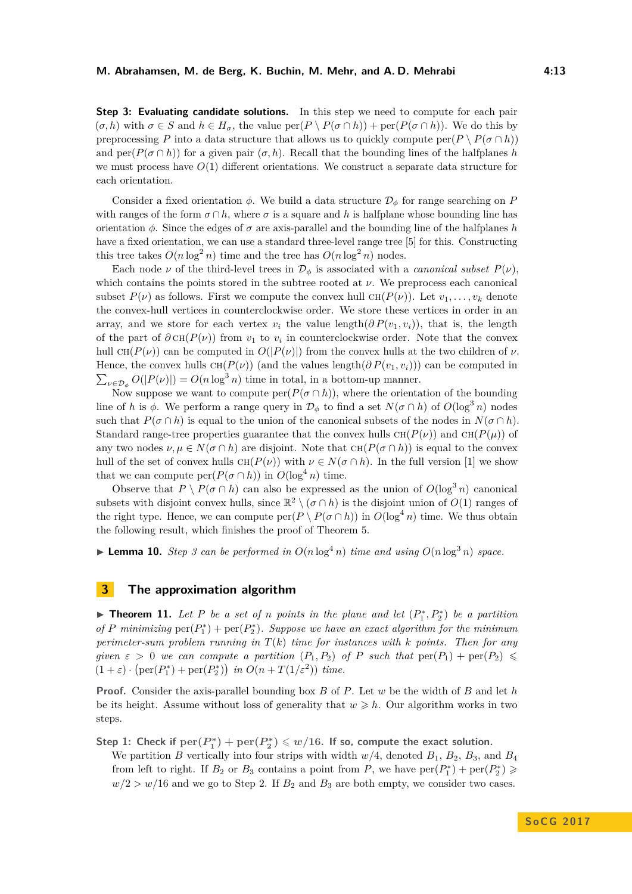**Step 3: Evaluating candidate solutions.** In this step we need to compute for each pair $(\sigma, h)$ with $\sigma \in S$ and $h \in H_\sigma$, the value $\text{per}(P \setminus P(\sigma \cap h)) + \text{per}(P(\sigma \cap h))$. We do this by preprocessing $P$ into a data structure that allows us to quickly compute $\text{per}(P \setminus P(\sigma \cap h))$ and $\text{per}(P(\sigma \cap h))$ for a given pair $(\sigma, h)$. Recall that the bounding lines of the halfplanes $h$ we must process have $O(1)$ different orientations. We construct a separate data structure for each orientation.

Consider a fixed orientation $\phi$. We build a data structure $\mathcal{D}_\phi$ for range searching on $P$ with ranges of the form $\sigma \cap h$, where $\sigma$ is a square and $h$ is halfplane whose bounding line has orientation $\phi$. Since the edges of $\sigma$ are axis-parallel and the bounding line of the halfplanes $h$ have a fixed orientation, we can use a standard three-level range tree [5] for this. Constructing this tree takes $O(n \log^2 n)$ time and the tree has $O(n \log^2 n)$ nodes.

Each node $\nu$ of the third-level trees in $\mathcal{D}_\phi$ is associated with a *canonical subset* $P(\nu)$, which contains the points stored in the subtree rooted at $\nu$. We preprocess each canonical subset $P(\nu)$ as follows. First we compute the convex hull $\text{CH}(P(\nu))$. Let $v_1, \ldots, v_k$ denote the convex-hull vertices in counterclockwise order. We store these vertices in order in an array, and we store for each vertex $v_i$ the value $\text{length}(\partial P(v_1, v_i))$, that is, the length of the part of $\partial\, \text{CH}(P(\nu))$ from $v_1$ to $v_i$ in counterclockwise order. Note that the convex hull $\text{CH}(P(\nu))$ can be computed in $O(|P(\nu)|)$ from the convex hulls at the two children of $\nu$. Hence, the convex hulls $\text{CH}(P(\nu))$ (and the values $\text{length}(\partial P(v_1, v_i))$) can be computed in $\sum_{\nu \in \mathcal{D}_\phi} O(|P(\nu)|) = O(n \log^3 n)$ time in total, in a bottom-up manner.

Now suppose we want to compute $\text{per}(P(\sigma \cap h))$, where the orientation of the bounding line of $h$ is $\phi$. We perform a range query in $\mathcal{D}_\phi$ to find a set $N(\sigma \cap h)$ of $O(\log^3 n)$ nodes such that $P(\sigma \cap h)$ is equal to the union of the canonical subsets of the nodes in $N(\sigma \cap h)$. Standard range-tree properties guarantee that the convex hulls $\text{CH}(P(\nu))$ and $\text{CH}(P(\mu))$ of any two nodes $\nu, \mu \in N(\sigma \cap h)$ are disjoint. Note that $\text{CH}(P(\sigma \cap h))$ is equal to the convex hull of the set of convex hulls $\text{CH}(P(\nu))$ with $\nu \in N(\sigma \cap h)$. In the full version [1] we show that we can compute $\text{per}(P(\sigma \cap h))$ in $O(\log^4 n)$ time.

Observe that $P \setminus P(\sigma \cap h)$ can also be expressed as the union of $O(\log^3 n)$ canonical subsets with disjoint convex hulls, since $\mathbb{R}^2 \setminus (\sigma \cap h)$ is the disjoint union of $O(1)$ ranges of the right type. Hence, we can compute $\text{per}(P \setminus P(\sigma \cap h))$ in $O(\log^4 n)$ time. We thus obtain the following result, which finishes the proof of Theorem 5.

▶ **Lemma 10.** *Step 3 can be performed in $O(n \log^4 n)$ time and using $O(n \log^3 n)$ space.*

## 3 The approximation algorithm

▶ **Theorem 11.** *Let $P$ be a set of $n$ points in the plane and let $(P_1^*, P_2^*)$ be a partition of $P$ minimizing $\text{per}(P_1^*) + \text{per}(P_2^*)$. Suppose we have an exact algorithm for the minimum perimeter-sum problem running in $T(k)$ time for instances with $k$ points. Then for any given $\varepsilon > 0$ we can compute a partition $(P_1, P_2)$ of $P$ such that $\text{per}(P_1) + \text{per}(P_2) \leqslant (1+\varepsilon) \cdot \big(\text{per}(P_1^*) + \text{per}(P_2^*)\big)$ in $O(n + T(1/\varepsilon^2))$ time.*

**Proof.** Consider the axis-parallel bounding box $B$ of $P$. Let $w$ be the width of $B$ and let $h$ be its height. Assume without loss of generality that $w \geqslant h$. Our algorithm works in two steps.

**Step 1: Check if $\text{per}(P_1^*) + \text{per}(P_2^*) \leqslant w/16$. If so, compute the exact solution.**
We partition $B$ vertically into four strips with width $w/4$, denoted $B_1$, $B_2$, $B_3$, and $B_4$ from left to right. If $B_2$ or $B_3$ contains a point from $P$, we have $\text{per}(P_1^*) + \text{per}(P_2^*) \geqslant w/2 > w/16$ and we go to Step 2. If $B_2$ and $B_3$ are both empty, we consider two cases.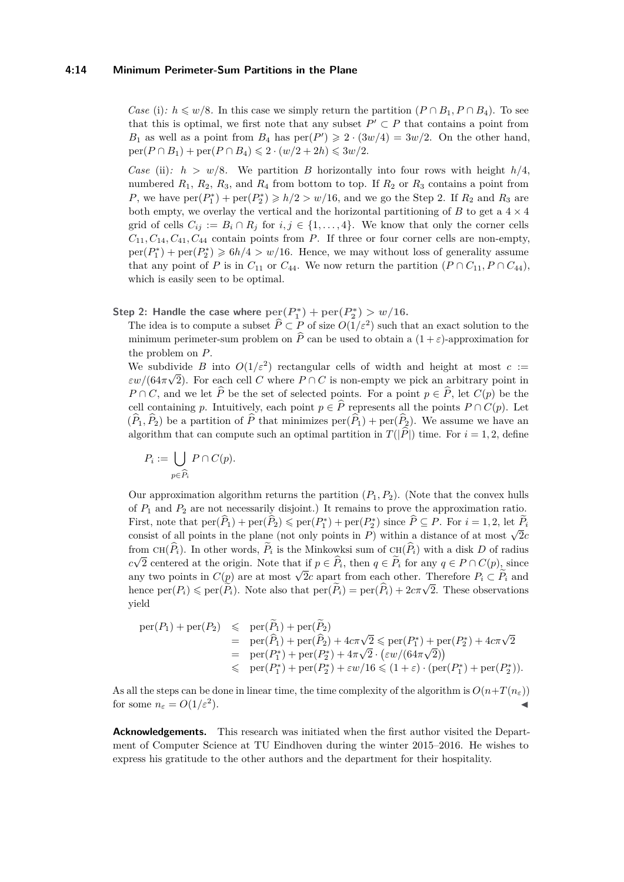*Case* (i)*:* $h \leqslant w/8$. In this case we simply return the partition $(P \cap B_1, P \cap B_4)$. To see that this is optimal, we first note that any subset $P' \subset P$ that contains a point from $B_1$ as well as a point from $B_4$ has $\text{per}(P') \geqslant 2 \cdot (3w/4) = 3w/2$. On the other hand, $\text{per}(P \cap B_1) + \text{per}(P \cap B_4) \leqslant 2 \cdot (w/2 + 2h) \leqslant 3w/2$.

*Case* (ii)*:* $h > w/8$. We partition $B$ horizontally into four rows with height $h/4$, numbered $R_1$, $R_2$, $R_3$, and $R_4$ from bottom to top. If $R_2$ or $R_3$ contains a point from $P$, we have $\text{per}(P_1^*) + \text{per}(P_2^*) \geqslant h/2 > w/16$, and we go the Step 2. If $R_2$ and $R_3$ are both empty, we overlay the vertical and the horizontal partitioning of $B$ to get a $4 \times 4$ grid of cells $C_{ij} := B_i \cap R_j$ for $i, j \in \{1, \ldots, 4\}$. We know that only the corner cells $C_{11}, C_{14}, C_{41}, C_{44}$ contain points from $P$. If three or four corner cells are non-empty, $\text{per}(P_1^*) + \text{per}(P_2^*) \geqslant 6h/4 > w/16$. Hence, we may without loss of generality assume that any point of $P$ is in $C_{11}$ or $C_{44}$. We now return the partition $(P \cap C_{11}, P \cap C_{44})$, which is easily seen to be optimal.

**Step 2: Handle the case where $\text{per}(P_1^*) + \text{per}(P_2^*) > w/16$.**

The idea is to compute a subset $\widehat{P} \subset P$ of size $O(1/\varepsilon^2)$ such that an exact solution to the minimum perimeter-sum problem on $\widehat{P}$ can be used to obtain a $(1 + \varepsilon)$-approximation for the problem on $P$.

We subdivide $B$ into $O(1/\varepsilon^2)$ rectangular cells of width and height at most $c := \varepsilon w/(64\pi\sqrt{2})$. For each cell $C$ where $P \cap C$ is non-empty we pick an arbitrary point in $P \cap C$, and we let $\widehat{P}$ be the set of selected points. For a point $p \in \widehat{P}$, let $C(p)$ be the cell containing $p$. Intuitively, each point $p \in \widehat{P}$ represents all the points $P \cap C(p)$. Let $(\widehat{P}_1, \widehat{P}_2)$ be a partition of $\widehat{P}$ that minimizes $\text{per}(\widehat{P}_1) + \text{per}(\widehat{P}_2)$. We assume we have an algorithm that can compute such an optimal partition in $T(|\widehat{P}|)$ time. For $i = 1, 2$, define

$$P_i := \bigcup_{p \in \widehat{P}_i} P \cap C(p).$$

Our approximation algorithm returns the partition $(P_1, P_2)$. (Note that the convex hulls of $P_1$ and $P_2$ are not necessarily disjoint.) It remains to prove the approximation ratio. First, note that $\text{per}(\widehat{P}_1) + \text{per}(\widehat{P}_2) \leqslant \text{per}(P_1^*) + \text{per}(P_2^*)$ since $\widehat{P} \subseteq P$. For $i = 1, 2$, let $\widetilde{P}_i$ consist of all points in the plane (not only points in $P$) within a distance of at most $\sqrt{2}c$ from $\text{CH}(\widehat{P}_i)$. In other words, $\widetilde{P}_i$ is the Minkowksi sum of $\text{CH}(\widehat{P}_i)$ with a disk $D$ of radius $c\sqrt{2}$ centered at the origin. Note that if $p \in \widehat{P}_i$, then $q \in \widetilde{P}_i$ for any $q \in P \cap C(p)$, since any two points in $C(p)$ are at most $\sqrt{2}c$ apart from each other. Therefore $P_i \subset \widetilde{P}_i$ and hence $\text{per}(P_i) \leqslant \text{per}(\widetilde{P}_i)$. Note also that $\text{per}(\widetilde{P}_i) = \text{per}(\widehat{P}_i) + 2c\pi\sqrt{2}$. These observations yield

$$\begin{aligned}
\text{per}(P_1) + \text{per}(P_2) &\leqslant \text{per}(\widetilde{P}_1) + \text{per}(\widetilde{P}_2) \\
&= \text{per}(\widehat{P}_1) + \text{per}(\widehat{P}_2) + 4c\pi\sqrt{2} \leqslant \text{per}(P_1^*) + \text{per}(P_2^*) + 4c\pi\sqrt{2} \\
&= \text{per}(P_1^*) + \text{per}(P_2^*) + 4\pi\sqrt{2} \cdot \left(\varepsilon w/(64\pi\sqrt{2})\right) \\
&\leqslant \text{per}(P_1^*) + \text{per}(P_2^*) + \varepsilon w/16 \leqslant (1 + \varepsilon) \cdot (\text{per}(P_1^*) + \text{per}(P_2^*)).
\end{aligned}$$

As all the steps can be done in linear time, the time complexity of the algorithm is $O(n + T(n_\varepsilon))$ for some $n_\varepsilon = O(1/\varepsilon^2)$. ◀

**Acknowledgements.** This research was initiated when the first author visited the Department of Computer Science at TU Eindhoven during the winter 2015–2016. He wishes to express his gratitude to the other authors and the department for their hospitality.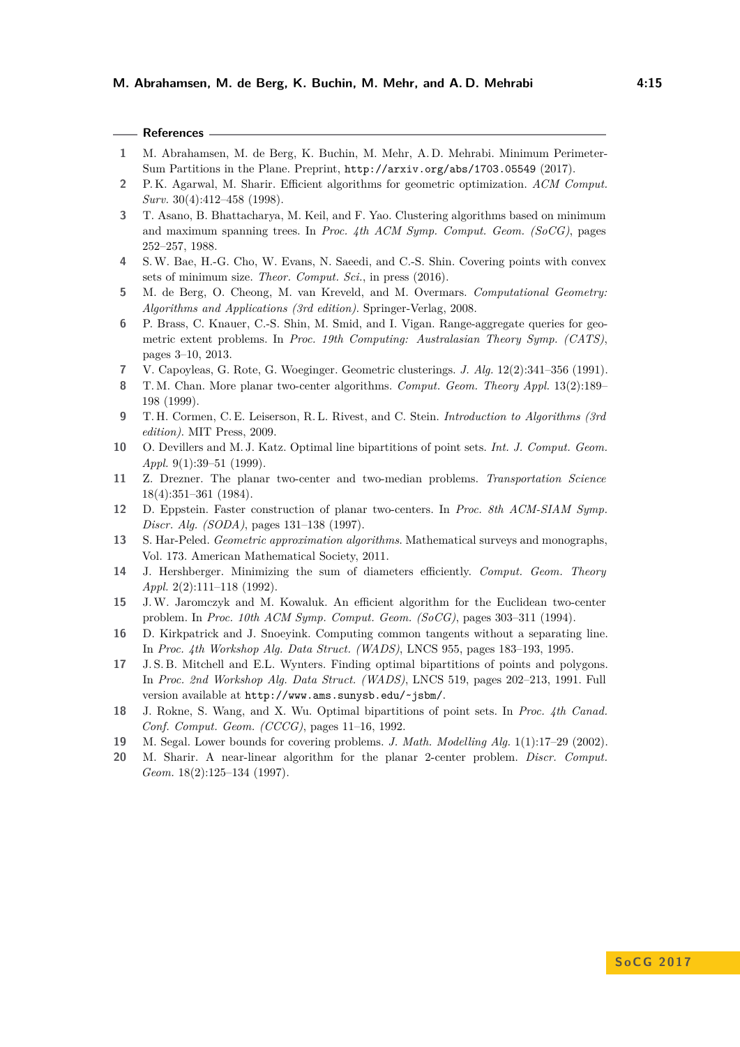## References

1. M. Abrahamsen, M. de Berg, K. Buchin, M. Mehr, A. D. Mehrabi. Minimum Perimeter-Sum Partitions in the Plane. Preprint, `http://arxiv.org/abs/1703.05549` (2017).
2. P. K. Agarwal, M. Sharir. Efficient algorithms for geometric optimization. *ACM Comput. Surv.* 30(4):412–458 (1998).
3. T. Asano, B. Bhattacharya, M. Keil, and F. Yao. Clustering algorithms based on minimum and maximum spanning trees. In *Proc. 4th ACM Symp. Comput. Geom. (SoCG)*, pages 252–257, 1988.
4. S. W. Bae, H.-G. Cho, W. Evans, N. Saeedi, and C.-S. Shin. Covering points with convex sets of minimum size. *Theor. Comput. Sci.*, in press (2016).
5. M. de Berg, O. Cheong, M. van Kreveld, and M. Overmars. *Computational Geometry: Algorithms and Applications (3rd edition)*. Springer-Verlag, 2008.
6. P. Brass, C. Knauer, C.-S. Shin, M. Smid, and I. Vigan. Range-aggregate queries for geometric extent problems. In *Proc. 19th Computing: Australasian Theory Symp. (CATS)*, pages 3–10, 2013.
7. V. Capoyleas, G. Rote, G. Woeginger. Geometric clusterings. *J. Alg.* 12(2):341–356 (1991).
8. T. M. Chan. More planar two-center algorithms. *Comput. Geom. Theory Appl.* 13(2):189–198 (1999).
9. T. H. Cormen, C. E. Leiserson, R. L. Rivest, and C. Stein. *Introduction to Algorithms (3rd edition)*. MIT Press, 2009.
10. O. Devillers and M. J. Katz. Optimal line bipartitions of point sets. *Int. J. Comput. Geom. Appl.* 9(1):39–51 (1999).
11. Z. Drezner. The planar two-center and two-median problems. *Transportation Science* 18(4):351–361 (1984).
12. D. Eppstein. Faster construction of planar two-centers. In *Proc. 8th ACM-SIAM Symp. Discr. Alg. (SODA)*, pages 131–138 (1997).
13. S. Har-Peled. *Geometric approximation algorithms*. Mathematical surveys and monographs, Vol. 173. American Mathematical Society, 2011.
14. J. Hershberger. Minimizing the sum of diameters efficiently. *Comput. Geom. Theory Appl.* 2(2):111–118 (1992).
15. J. W. Jaromczyk and M. Kowaluk. An efficient algorithm for the Euclidean two-center problem. In *Proc. 10th ACM Symp. Comput. Geom. (SoCG)*, pages 303–311 (1994).
16. D. Kirkpatrick and J. Snoeyink. Computing common tangents without a separating line. In *Proc. 4th Workshop Alg. Data Struct. (WADS)*, LNCS 955, pages 183–193, 1995.
17. J. S. B. Mitchell and E.L. Wynters. Finding optimal bipartitions of points and polygons. In *Proc. 2nd Workshop Alg. Data Struct. (WADS)*, LNCS 519, pages 202–213, 1991. Full version available at `http://www.ams.sunysb.edu/~jsbm/`.
18. J. Rokne, S. Wang, and X. Wu. Optimal bipartitions of point sets. In *Proc. 4th Canad. Conf. Comput. Geom. (CCCG)*, pages 11–16, 1992.
19. M. Segal. Lower bounds for covering problems. *J. Math. Modelling Alg.* 1(1):17–29 (2002).
20. M. Sharir. A near-linear algorithm for the planar 2-center problem. *Discr. Comput. Geom.* 18(2):125–134 (1997).